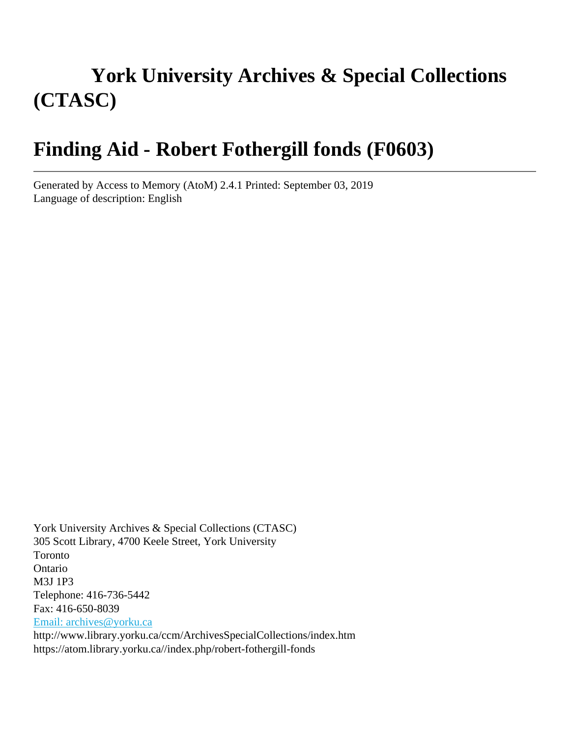# York University Archives & Special Collections (CTASC)

# Finding Aid - Robert Fothergill fonds (F0603)

---

Generated by Access to Memory (AtoM) 2.4.1 Printed: September 03, 2019
Language of description: English

York University Archives & Special Collections (CTASC)
305 Scott Library, 4700 Keele Street, York University
Toronto
Ontario
M3J 1P3
Telephone: 416-736-5442
Fax: 416-650-8039
[Email: archives@yorku.ca](mailto:archives@yorku.ca)
http://www.library.yorku.ca/ccm/ArchivesSpecialCollections/index.htm
https://atom.library.yorku.ca//index.php/robert-fothergill-fonds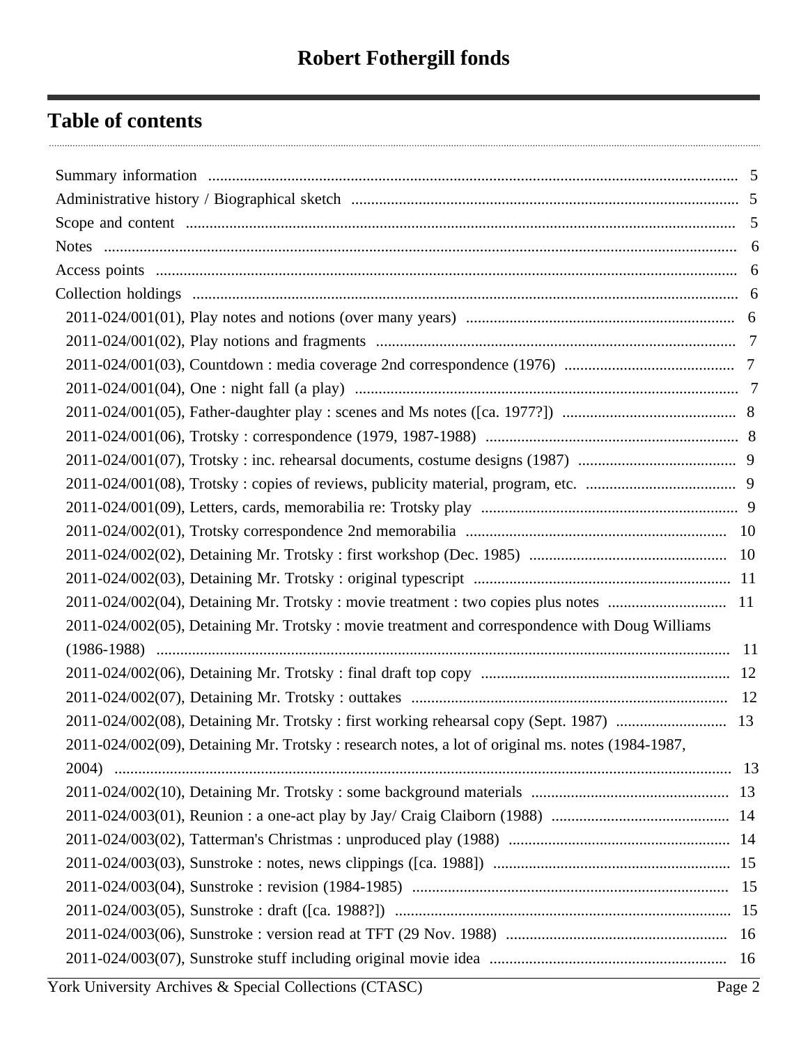# Robert Fothergill fonds

## Table of contents

- Summary information ..... 5
- Administrative history / Biographical sketch ..... 5
- Scope and content ..... 5
- Notes ..... 6
- Access points ..... 6
- Collection holdings ..... 6
  - 2011-024/001(01), Play notes and notions (over many years) ..... 6
  - 2011-024/001(02), Play notions and fragments ..... 7
  - 2011-024/001(03), Countdown : media coverage 2nd correspondence (1976) ..... 7
  - 2011-024/001(04), One : night fall (a play) ..... 7
  - 2011-024/001(05), Father-daughter play : scenes and Ms notes ([ca. 1977?]) ..... 8
  - 2011-024/001(06), Trotsky : correspondence (1979, 1987-1988) ..... 8
  - 2011-024/001(07), Trotsky : inc. rehearsal documents, costume designs (1987) ..... 9
  - 2011-024/001(08), Trotsky : copies of reviews, publicity material, program, etc. ..... 9
  - 2011-024/001(09), Letters, cards, memorabilia re: Trotsky play ..... 9
  - 2011-024/002(01), Trotsky correspondence 2nd memorabilia ..... 10
  - 2011-024/002(02), Detaining Mr. Trotsky : first workshop (Dec. 1985) ..... 10
  - 2011-024/002(03), Detaining Mr. Trotsky : original typescript ..... 11
  - 2011-024/002(04), Detaining Mr. Trotsky : movie treatment : two copies plus notes ..... 11
  - 2011-024/002(05), Detaining Mr. Trotsky : movie treatment and correspondence with Doug Williams (1986-1988) ..... 11
  - 2011-024/002(06), Detaining Mr. Trotsky : final draft top copy ..... 12
  - 2011-024/002(07), Detaining Mr. Trotsky : outtakes ..... 12
  - 2011-024/002(08), Detaining Mr. Trotsky : first working rehearsal copy (Sept. 1987) ..... 13
  - 2011-024/002(09), Detaining Mr. Trotsky : research notes, a lot of original ms. notes (1984-1987, 2004) ..... 13
  - 2011-024/002(10), Detaining Mr. Trotsky : some background materials ..... 13
  - 2011-024/003(01), Reunion : a one-act play by Jay/ Craig Claiborn (1988) ..... 14
  - 2011-024/003(02), Tatterman's Christmas : unproduced play (1988) ..... 14
  - 2011-024/003(03), Sunstroke : notes, news clippings ([ca. 1988]) ..... 15
  - 2011-024/003(04), Sunstroke : revision (1984-1985) ..... 15
  - 2011-024/003(05), Sunstroke : draft ([ca. 1988?]) ..... 15
  - 2011-024/003(06), Sunstroke : version read at TFT (29 Nov. 1988) ..... 16
  - 2011-024/003(07), Sunstroke stuff including original movie idea ..... 16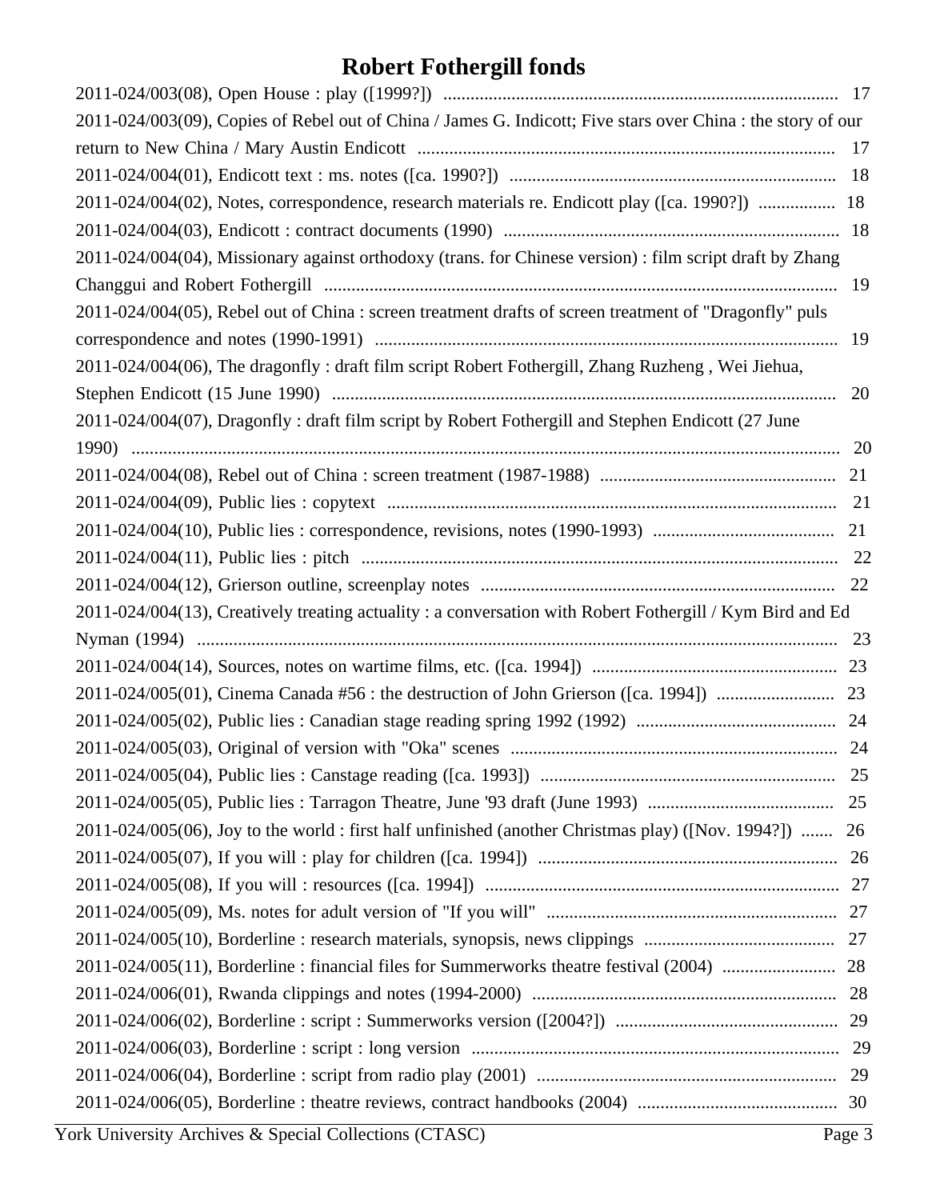# Robert Fothergill fonds

2011-024/003(08), Open House : play ([1999?]) ........................................................................................ 17
2011-024/003(09), Copies of Rebel out of China / James G. Indicott; Five stars over China : the story of our return to New China / Mary Austin Endicott ........................................................................................ 17
2011-024/004(01), Endicott text : ms. notes ([ca. 1990?]) ........................................................................................ 18
2011-024/004(02), Notes, correspondence, research materials re. Endicott play ([ca. 1990?]) ................. 18
2011-024/004(03), Endicott : contract documents (1990) ........................................................................................ 18
2011-024/004(04), Missionary against orthodoxy (trans. for Chinese version) : film script draft by Zhang Changgui and Robert Fothergill ........................................................................................ 19
2011-024/004(05), Rebel out of China : screen treatment drafts of screen treatment of "Dragonfly" puls correspondence and notes (1990-1991) ........................................................................................ 19
2011-024/004(06), The dragonfly : draft film script Robert Fothergill, Zhang Ruzheng , Wei Jiehua, Stephen Endicott (15 June 1990) ........................................................................................ 20
2011-024/004(07), Dragonfly : draft film script by Robert Fothergill and Stephen Endicott (27 June 1990) ........................................................................................ 20
2011-024/004(08), Rebel out of China : screen treatment (1987-1988) ........................................................................................ 21
2011-024/004(09), Public lies : copytext ........................................................................................ 21
2011-024/004(10), Public lies : correspondence, revisions, notes (1990-1993) ........................................ 21
2011-024/004(11), Public lies : pitch ........................................................................................ 22
2011-024/004(12), Grierson outline, screenplay notes ........................................................................................ 22
2011-024/004(13), Creatively treating actuality : a conversation with Robert Fothergill / Kym Bird and Ed Nyman (1994) ........................................................................................ 23
2011-024/004(14), Sources, notes on wartime films, etc. ([ca. 1994]) ........................................................ 23
2011-024/005(01), Cinema Canada #56 : the destruction of John Grierson ([ca. 1994]) .......................... 23
2011-024/005(02), Public lies : Canadian stage reading spring 1992 (1992) ............................................ 24
2011-024/005(03), Original of version with "Oka" scenes ........................................................................................ 24
2011-024/005(04), Public lies : Canstage reading ([ca. 1993]) ........................................................................................ 25
2011-024/005(05), Public lies : Tarragon Theatre, June '93 draft (June 1993) ........................................ 25
2011-024/005(06), Joy to the world : first half unfinished (another Christmas play) ([Nov. 1994?]) ....... 26
2011-024/005(07), If you will : play for children ([ca. 1994]) ........................................................................................ 26
2011-024/005(08), If you will : resources ([ca. 1994]) ........................................................................................ 27
2011-024/005(09), Ms. notes for adult version of "If you will" ........................................................................................ 27
2011-024/005(10), Borderline : research materials, synopsis, news clippings ........................................ 27
2011-024/005(11), Borderline : financial files for Summerworks theatre festival (2004) ......................... 28
2011-024/006(01), Rwanda clippings and notes (1994-2000) ........................................................................................ 28
2011-024/006(02), Borderline : script : Summerworks version ([2004?]) ................................................ 29
2011-024/006(03), Borderline : script : long version ........................................................................................ 29
2011-024/006(04), Borderline : script from radio play (2001) ........................................................................................ 29
2011-024/006(05), Borderline : theatre reviews, contract handbooks (2004) ............................................ 30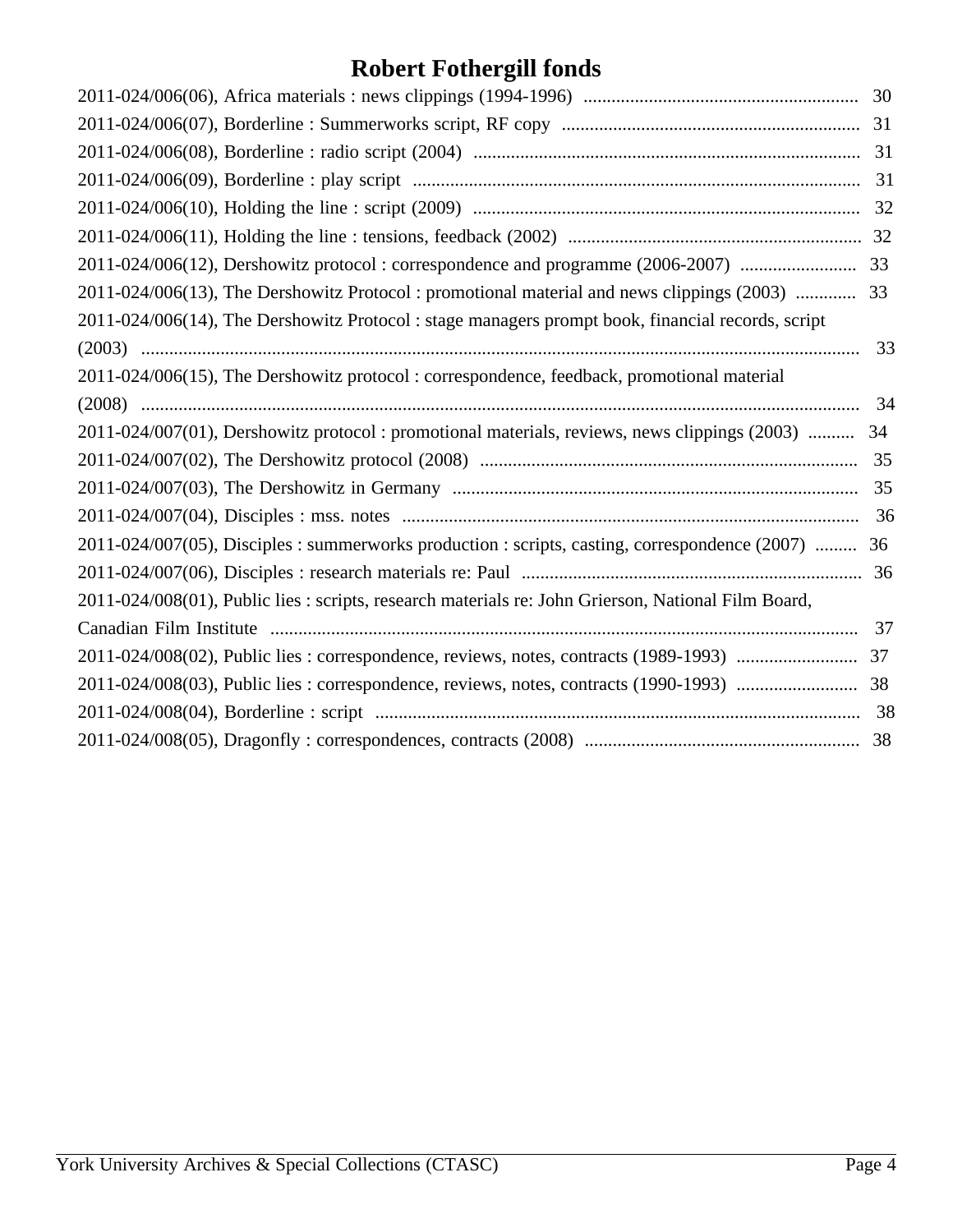# Robert Fothergill fonds

2011-024/006(06), Africa materials : news clippings (1994-1996) .......... 30
2011-024/006(07), Borderline : Summerworks script, RF copy .......... 31
2011-024/006(08), Borderline : radio script (2004) .......... 31
2011-024/006(09), Borderline : play script .......... 31
2011-024/006(10), Holding the line : script (2009) .......... 32
2011-024/006(11), Holding the line : tensions, feedback (2002) .......... 32
2011-024/006(12), Dershowitz protocol : correspondence and programme (2006-2007) .......... 33
2011-024/006(13), The Dershowitz Protocol : promotional material and news clippings (2003) .......... 33
2011-024/006(14), The Dershowitz Protocol : stage managers prompt book, financial records, script (2003) .......... 33
2011-024/006(15), The Dershowitz protocol : correspondence, feedback, promotional material (2008) .......... 34
2011-024/007(01), Dershowitz protocol : promotional materials, reviews, news clippings (2003) .......... 34
2011-024/007(02), The Dershowitz protocol (2008) .......... 35
2011-024/007(03), The Dershowitz in Germany .......... 35
2011-024/007(04), Disciples : mss. notes .......... 36
2011-024/007(05), Disciples : summerworks production : scripts, casting, correspondence (2007) .......... 36
2011-024/007(06), Disciples : research materials re: Paul .......... 36
2011-024/008(01), Public lies : scripts, research materials re: John Grierson, National Film Board, Canadian Film Institute .......... 37
2011-024/008(02), Public lies : correspondence, reviews, notes, contracts (1989-1993) .......... 37
2011-024/008(03), Public lies : correspondence, reviews, notes, contracts (1990-1993) .......... 38
2011-024/008(04), Borderline : script .......... 38
2011-024/008(05), Dragonfly : correspondences, contracts (2008) .......... 38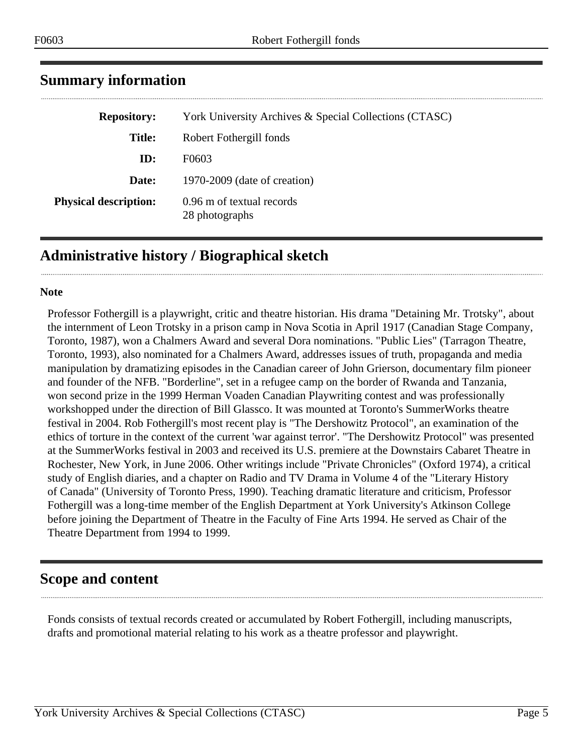## Summary information

| | |
|---|---|
| **Repository:** | York University Archives & Special Collections (CTASC) |
| **Title:** | Robert Fothergill fonds |
| **ID:** | F0603 |
| **Date:** | 1970-2009 (date of creation) |
| **Physical description:** | 0.96 m of textual records<br>28 photographs |

## Administrative history / Biographical sketch

**Note**

Professor Fothergill is a playwright, critic and theatre historian. His drama "Detaining Mr. Trotsky", about the internment of Leon Trotsky in a prison camp in Nova Scotia in April 1917 (Canadian Stage Company, Toronto, 1987), won a Chalmers Award and several Dora nominations. "Public Lies" (Tarragon Theatre, Toronto, 1993), also nominated for a Chalmers Award, addresses issues of truth, propaganda and media manipulation by dramatizing episodes in the Canadian career of John Grierson, documentary film pioneer and founder of the NFB. "Borderline", set in a refugee camp on the border of Rwanda and Tanzania, won second prize in the 1999 Herman Voaden Canadian Playwriting contest and was professionally workshopped under the direction of Bill Glassco. It was mounted at Toronto's SummerWorks theatre festival in 2004. Rob Fothergill's most recent play is "The Dershowitz Protocol", an examination of the ethics of torture in the context of the current 'war against terror'. "The Dershowitz Protocol" was presented at the SummerWorks festival in 2003 and received its U.S. premiere at the Downstairs Cabaret Theatre in Rochester, New York, in June 2006. Other writings include "Private Chronicles" (Oxford 1974), a critical study of English diaries, and a chapter on Radio and TV Drama in Volume 4 of the "Literary History of Canada" (University of Toronto Press, 1990). Teaching dramatic literature and criticism, Professor Fothergill was a long-time member of the English Department at York University's Atkinson College before joining the Department of Theatre in the Faculty of Fine Arts 1994. He served as Chair of the Theatre Department from 1994 to 1999.

## Scope and content

Fonds consists of textual records created or accumulated by Robert Fothergill, including manuscripts, drafts and promotional material relating to his work as a theatre professor and playwright.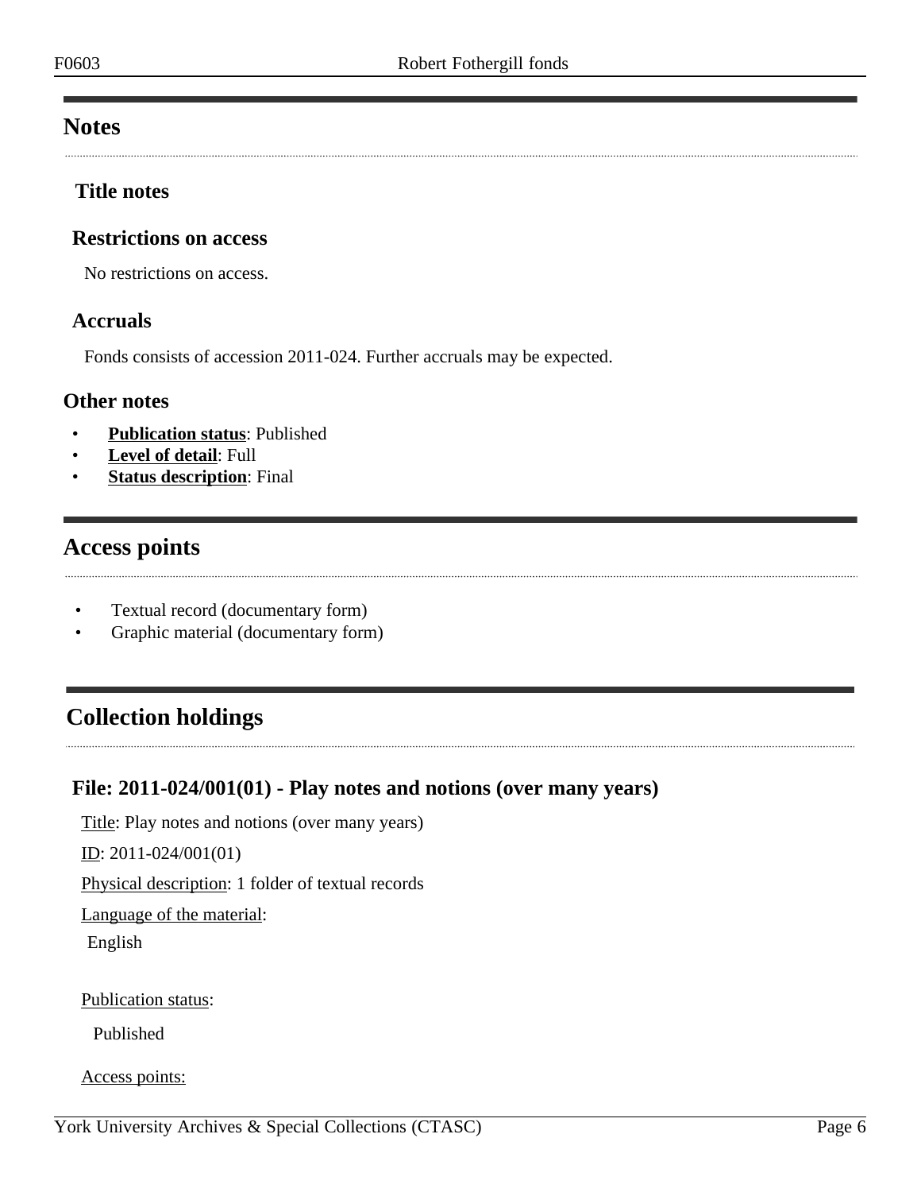## Notes

### Title notes

### Restrictions on access

No restrictions on access.

### Accruals

Fonds consists of accession 2011-024. Further accruals may be expected.

### Other notes

- **Publication status**: Published
- **Level of detail**: Full
- **Status description**: Final

## Access points

- Textual record (documentary form)
- Graphic material (documentary form)

## Collection holdings

### File: 2011-024/001(01) - Play notes and notions (over many years)

Title: Play notes and notions (over many years)

ID: 2011-024/001(01)

Physical description: 1 folder of textual records

Language of the material:

English

Publication status:

Published

Access points: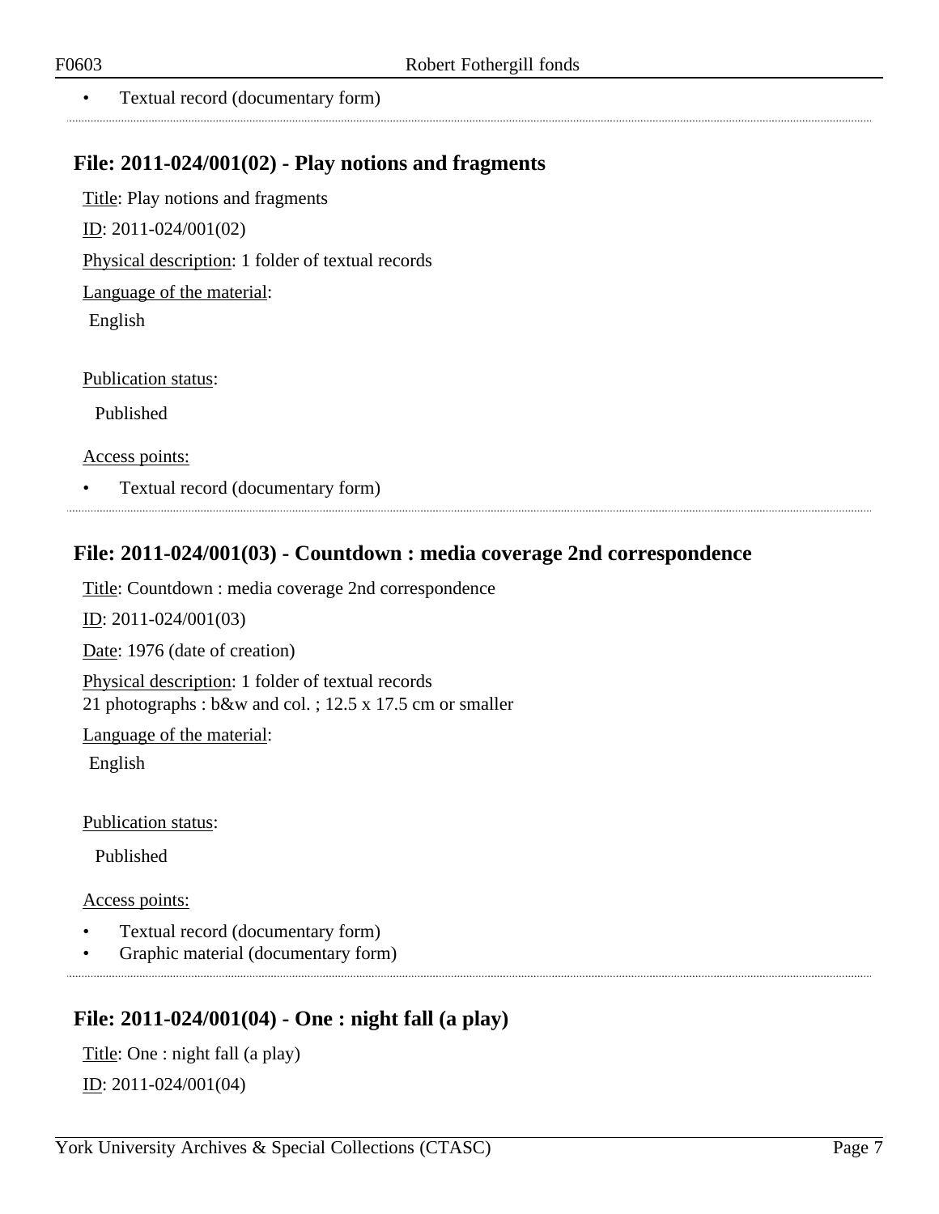- Textual record (documentary form)

## File: 2011-024/001(02) - Play notions and fragments

Title: Play notions and fragments

ID: 2011-024/001(02)

Physical description: 1 folder of textual records

Language of the material:

English

Publication status:

Published

Access points:

- Textual record (documentary form)

## File: 2011-024/001(03) - Countdown : media coverage 2nd correspondence

Title: Countdown : media coverage 2nd correspondence

ID: 2011-024/001(03)

Date: 1976 (date of creation)

Physical description: 1 folder of textual records
21 photographs : b&w and col. ; 12.5 x 17.5 cm or smaller

Language of the material:

English

Publication status:

Published

Access points:

- Textual record (documentary form)
- Graphic material (documentary form)

## File: 2011-024/001(04) - One : night fall (a play)

Title: One : night fall (a play)

ID: 2011-024/001(04)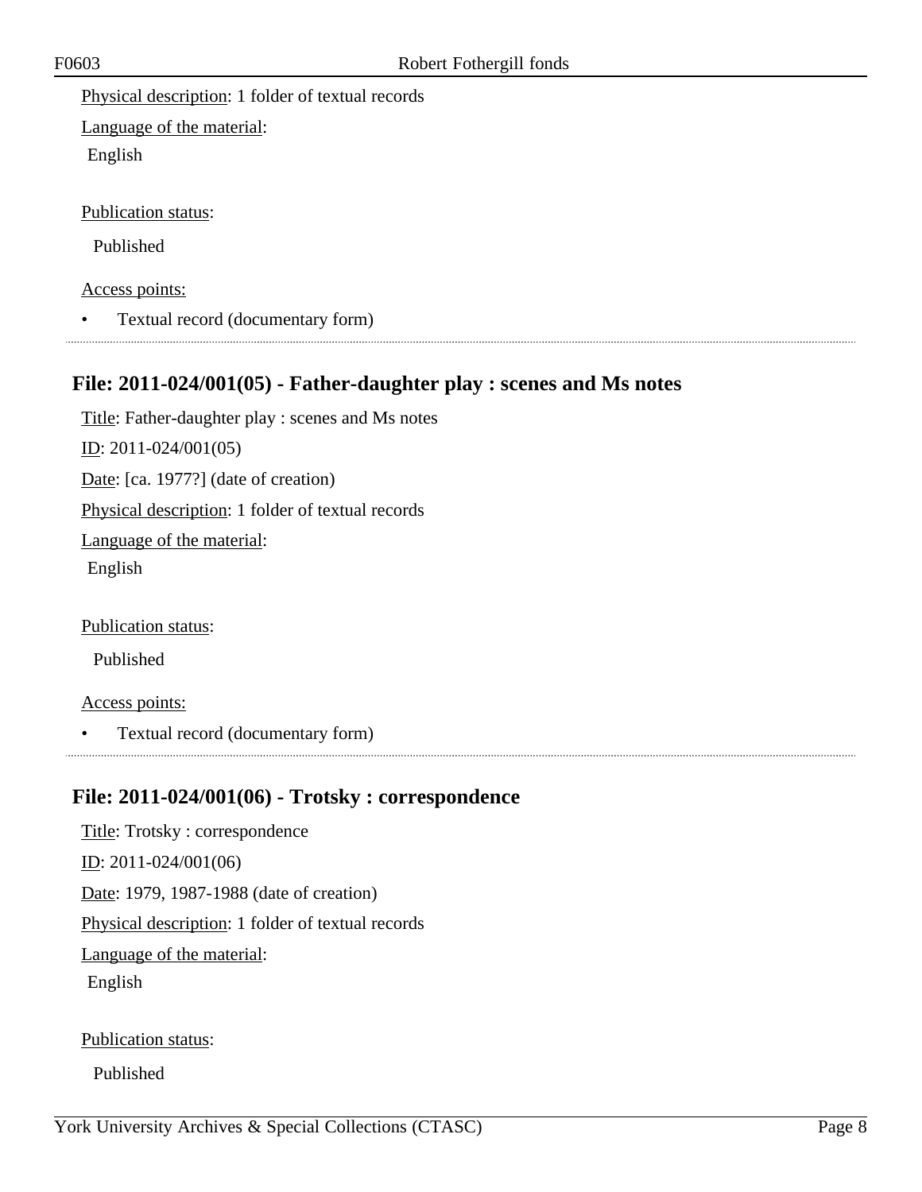Physical description: 1 folder of textual records

Language of the material:

English

Publication status:

Published

Access points:

- Textual record (documentary form)

---

## File: 2011-024/001(05) - Father-daughter play : scenes and Ms notes

Title: Father-daughter play : scenes and Ms notes

ID: 2011-024/001(05)

Date: [ca. 1977?] (date of creation)

Physical description: 1 folder of textual records

Language of the material:

English

Publication status:

Published

Access points:

- Textual record (documentary form)

---

## File: 2011-024/001(06) - Trotsky : correspondence

Title: Trotsky : correspondence

ID: 2011-024/001(06)

Date: 1979, 1987-1988 (date of creation)

Physical description: 1 folder of textual records

Language of the material:

English

Publication status:

Published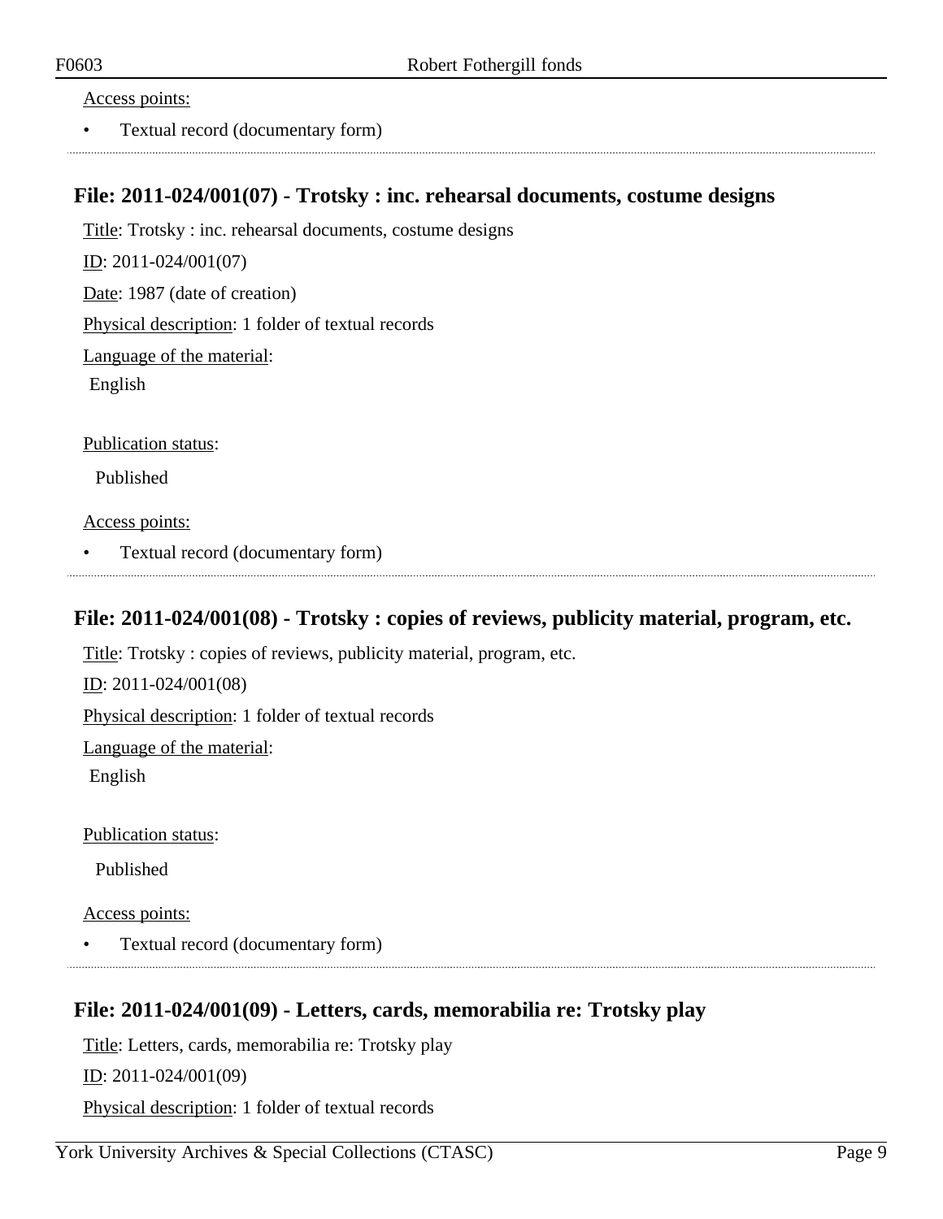Access points:

- Textual record (documentary form)

## File: 2011-024/001(07) - Trotsky : inc. rehearsal documents, costume designs

Title: Trotsky : inc. rehearsal documents, costume designs

ID: 2011-024/001(07)

Date: 1987 (date of creation)

Physical description: 1 folder of textual records

Language of the material:

English

Publication status:

Published

Access points:

- Textual record (documentary form)

## File: 2011-024/001(08) - Trotsky : copies of reviews, publicity material, program, etc.

Title: Trotsky : copies of reviews, publicity material, program, etc.

ID: 2011-024/001(08)

Physical description: 1 folder of textual records

Language of the material:

English

Publication status:

Published

Access points:

- Textual record (documentary form)

## File: 2011-024/001(09) - Letters, cards, memorabilia re: Trotsky play

Title: Letters, cards, memorabilia re: Trotsky play

ID: 2011-024/001(09)

Physical description: 1 folder of textual records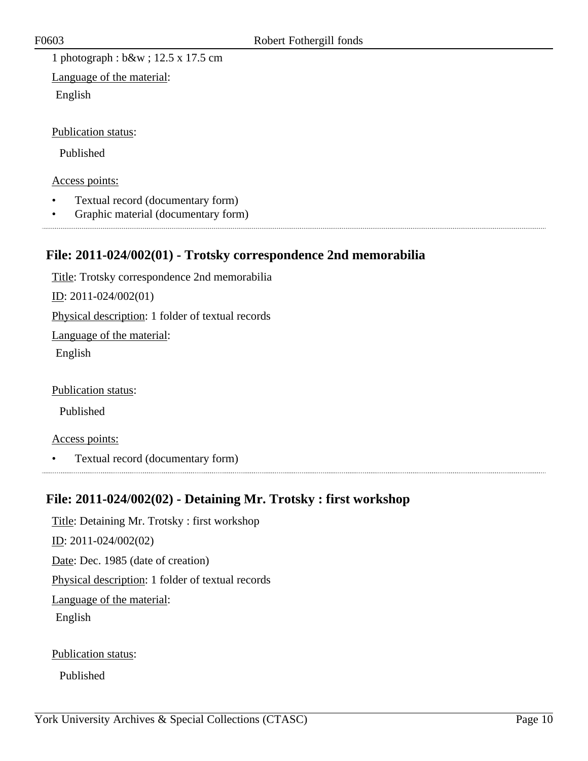1 photograph : b&w ; 12.5 x 17.5 cm

Language of the material:

English

Publication status:

Published

Access points:

- Textual record (documentary form)
- Graphic material (documentary form)

## File: 2011-024/002(01) - Trotsky correspondence 2nd memorabilia

Title: Trotsky correspondence 2nd memorabilia

ID: 2011-024/002(01)

Physical description: 1 folder of textual records

Language of the material:

English

Publication status:

Published

Access points:

- Textual record (documentary form)

## File: 2011-024/002(02) - Detaining Mr. Trotsky : first workshop

Title: Detaining Mr. Trotsky : first workshop

ID: 2011-024/002(02)

Date: Dec. 1985 (date of creation)

Physical description: 1 folder of textual records

Language of the material:

English

Publication status:

Published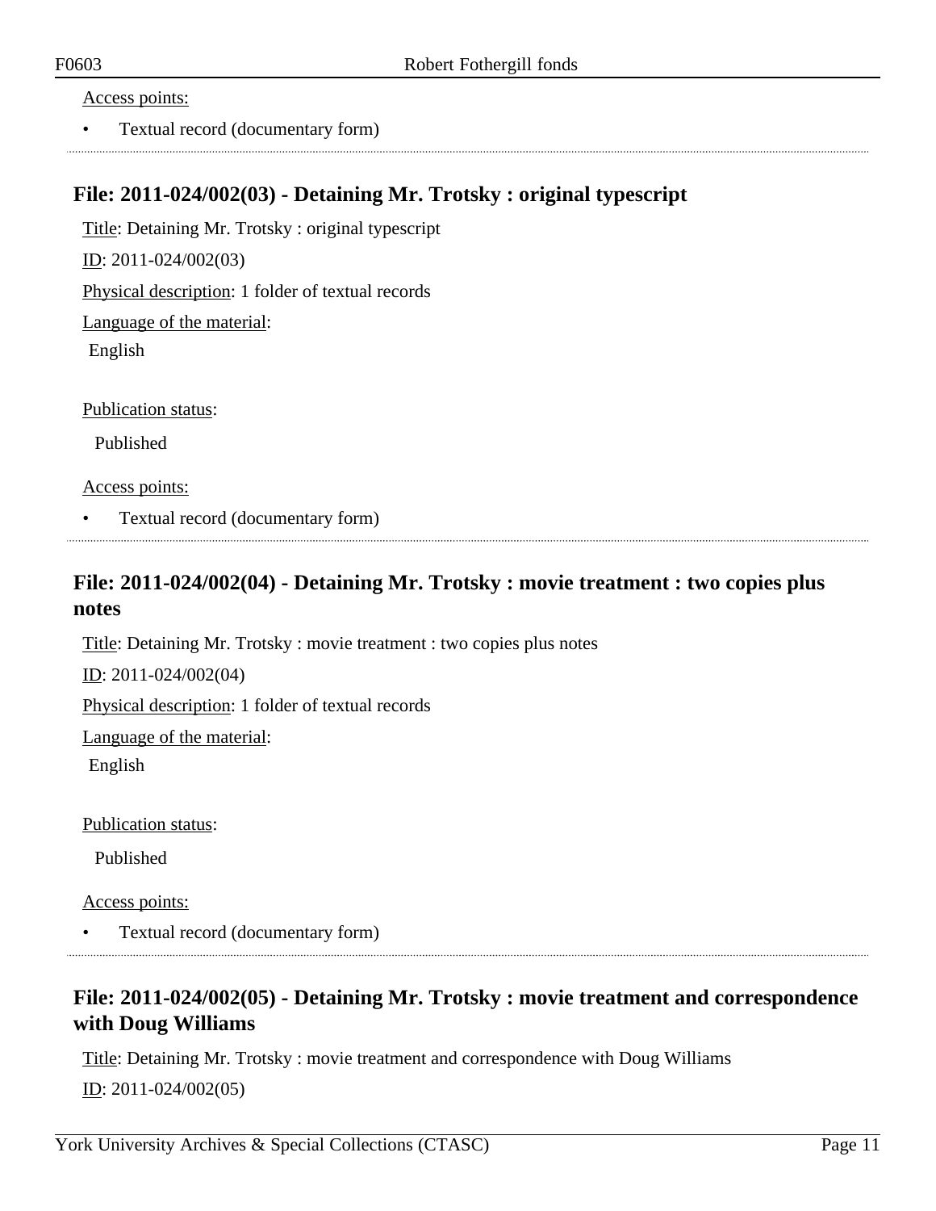Access points:

- Textual record (documentary form)

---

## File: 2011-024/002(03) - Detaining Mr. Trotsky : original typescript

Title: Detaining Mr. Trotsky : original typescript

ID: 2011-024/002(03)

Physical description: 1 folder of textual records

Language of the material:

English

Publication status:

Published

Access points:

- Textual record (documentary form)

---

## File: 2011-024/002(04) - Detaining Mr. Trotsky : movie treatment : two copies plus notes

Title: Detaining Mr. Trotsky : movie treatment : two copies plus notes

ID: 2011-024/002(04)

Physical description: 1 folder of textual records

Language of the material:

English

Publication status:

Published

Access points:

- Textual record (documentary form)

---

## File: 2011-024/002(05) - Detaining Mr. Trotsky : movie treatment and correspondence with Doug Williams

Title: Detaining Mr. Trotsky : movie treatment and correspondence with Doug Williams

ID: 2011-024/002(05)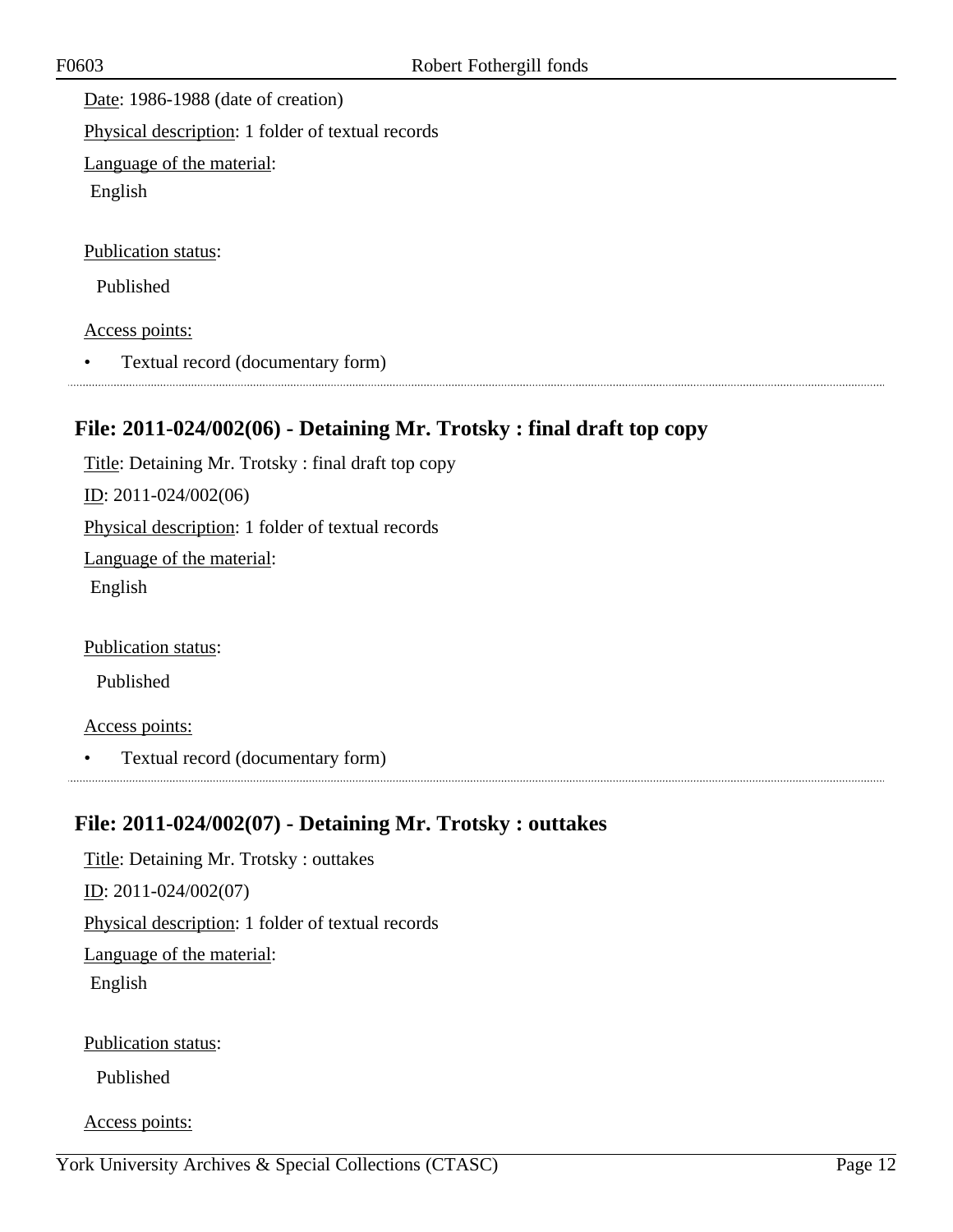Date: 1986-1988 (date of creation)

Physical description: 1 folder of textual records

Language of the material:

English

Publication status:

Published

Access points:

- Textual record (documentary form)

---

## File: 2011-024/002(06) - Detaining Mr. Trotsky : final draft top copy

Title: Detaining Mr. Trotsky : final draft top copy

ID: 2011-024/002(06)

Physical description: 1 folder of textual records

Language of the material:

English

Publication status:

Published

Access points:

- Textual record (documentary form)

---

## File: 2011-024/002(07) - Detaining Mr. Trotsky : outtakes

Title: Detaining Mr. Trotsky : outtakes

ID: 2011-024/002(07)

Physical description: 1 folder of textual records

Language of the material:

English

Publication status:

Published

Access points: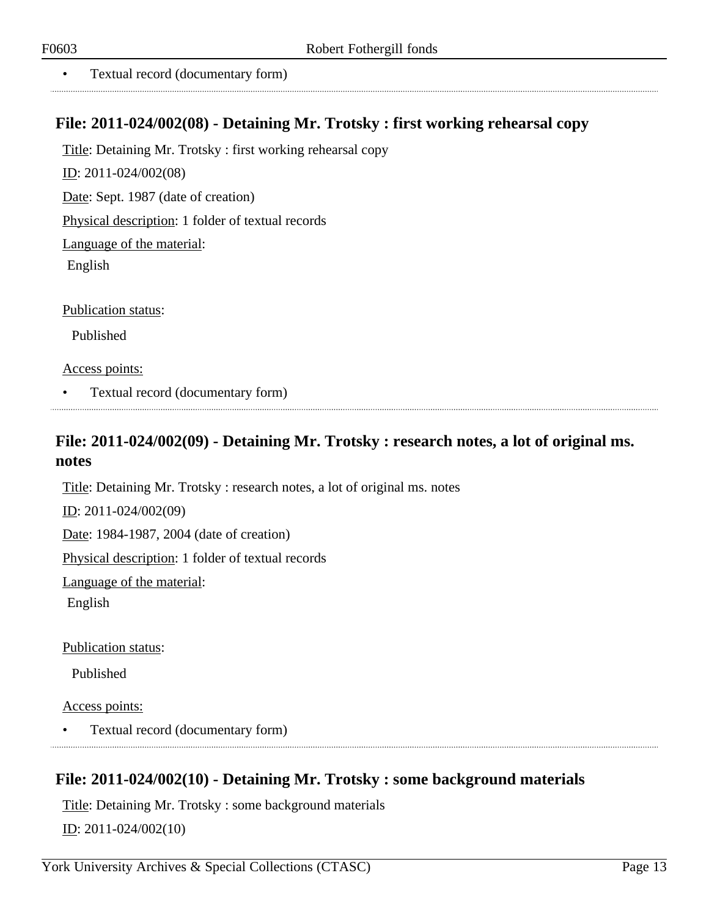- Textual record (documentary form)

## File: 2011-024/002(08) - Detaining Mr. Trotsky : first working rehearsal copy

Title: Detaining Mr. Trotsky : first working rehearsal copy

ID: 2011-024/002(08)

Date: Sept. 1987 (date of creation)

Physical description: 1 folder of textual records

Language of the material:

English

Publication status:

Published

Access points:

- Textual record (documentary form)

## File: 2011-024/002(09) - Detaining Mr. Trotsky : research notes, a lot of original ms. notes

Title: Detaining Mr. Trotsky : research notes, a lot of original ms. notes

ID: 2011-024/002(09)

Date: 1984-1987, 2004 (date of creation)

Physical description: 1 folder of textual records

Language of the material:

English

Publication status:

Published

Access points:

- Textual record (documentary form)

## File: 2011-024/002(10) - Detaining Mr. Trotsky : some background materials

Title: Detaining Mr. Trotsky : some background materials

ID: 2011-024/002(10)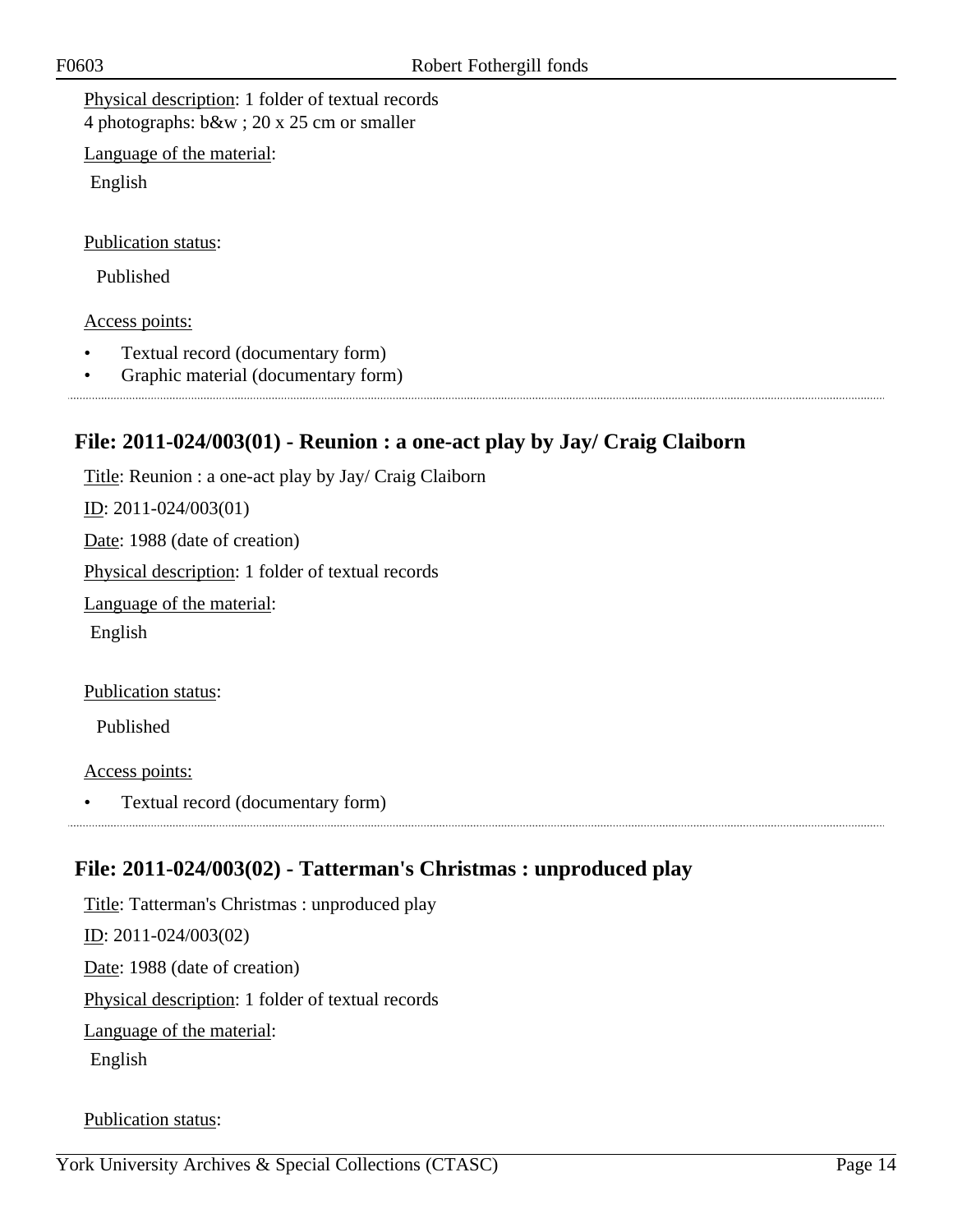Physical description: 1 folder of textual records
4 photographs: b&w ; 20 x 25 cm or smaller

Language of the material:

English

Publication status:

Published

Access points:

- Textual record (documentary form)
- Graphic material (documentary form)

---

## File: 2011-024/003(01) - Reunion : a one-act play by Jay/ Craig Claiborn

Title: Reunion : a one-act play by Jay/ Craig Claiborn

ID: 2011-024/003(01)

Date: 1988 (date of creation)

Physical description: 1 folder of textual records

Language of the material:

English

Publication status:

Published

Access points:

- Textual record (documentary form)

---

## File: 2011-024/003(02) - Tatterman's Christmas : unproduced play

Title: Tatterman's Christmas : unproduced play

ID: 2011-024/003(02)

Date: 1988 (date of creation)

Physical description: 1 folder of textual records

Language of the material:

English

Publication status: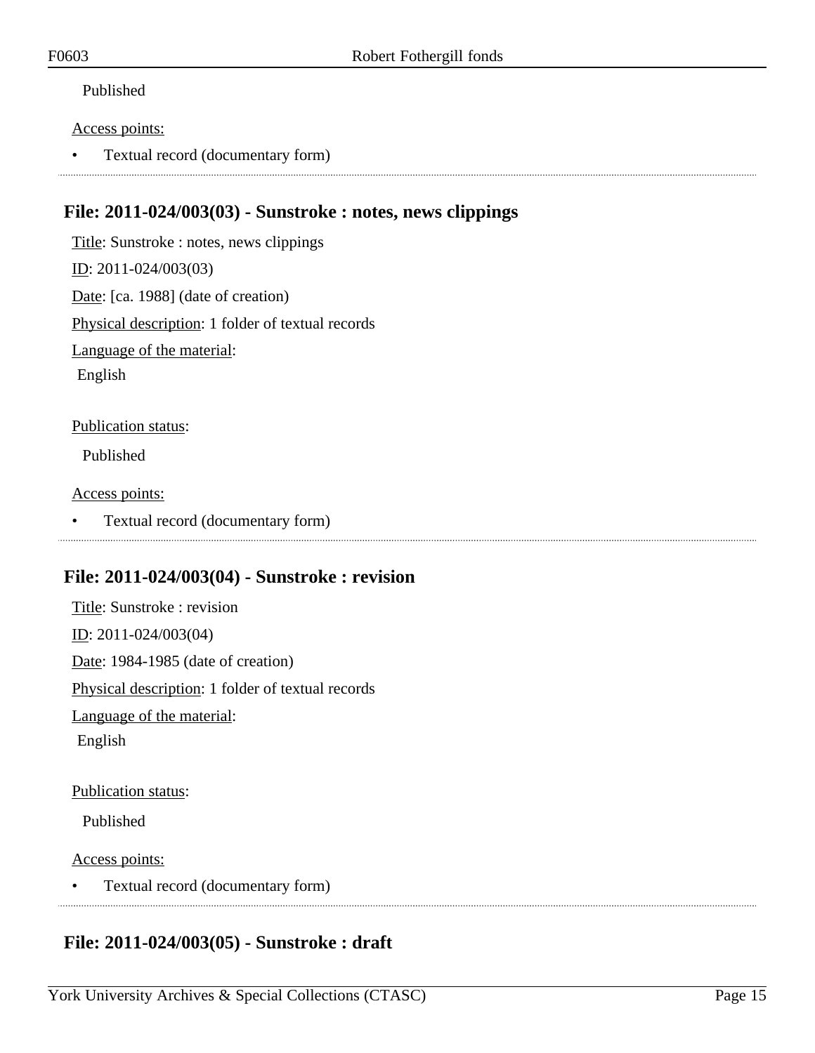Published

Access points:

- Textual record (documentary form)

---

## File: 2011-024/003(03) - Sunstroke : notes, news clippings

Title: Sunstroke : notes, news clippings

ID: 2011-024/003(03)

Date: [ca. 1988] (date of creation)

Physical description: 1 folder of textual records

Language of the material:

English

Publication status:

Published

Access points:

- Textual record (documentary form)

---

## File: 2011-024/003(04) - Sunstroke : revision

Title: Sunstroke : revision

ID: 2011-024/003(04)

Date: 1984-1985 (date of creation)

Physical description: 1 folder of textual records

Language of the material:

English

Publication status:

Published

Access points:

- Textual record (documentary form)

---

## File: 2011-024/003(05) - Sunstroke : draft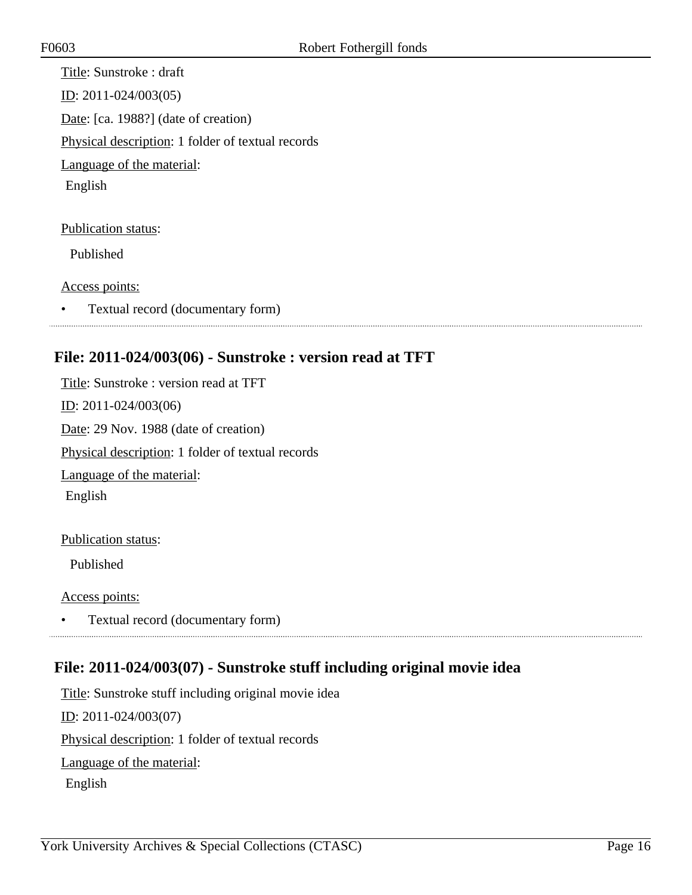Title: Sunstroke : draft

ID: 2011-024/003(05)

Date: [ca. 1988?] (date of creation)

Physical description: 1 folder of textual records

Language of the material:

English

Publication status:

Published

Access points:

- Textual record (documentary form)

---

## File: 2011-024/003(06) - Sunstroke : version read at TFT

Title: Sunstroke : version read at TFT

ID: 2011-024/003(06)

Date: 29 Nov. 1988 (date of creation)

Physical description: 1 folder of textual records

Language of the material:

English

Publication status:

Published

Access points:

- Textual record (documentary form)

---

## File: 2011-024/003(07) - Sunstroke stuff including original movie idea

Title: Sunstroke stuff including original movie idea

ID: 2011-024/003(07)

Physical description: 1 folder of textual records

Language of the material:

English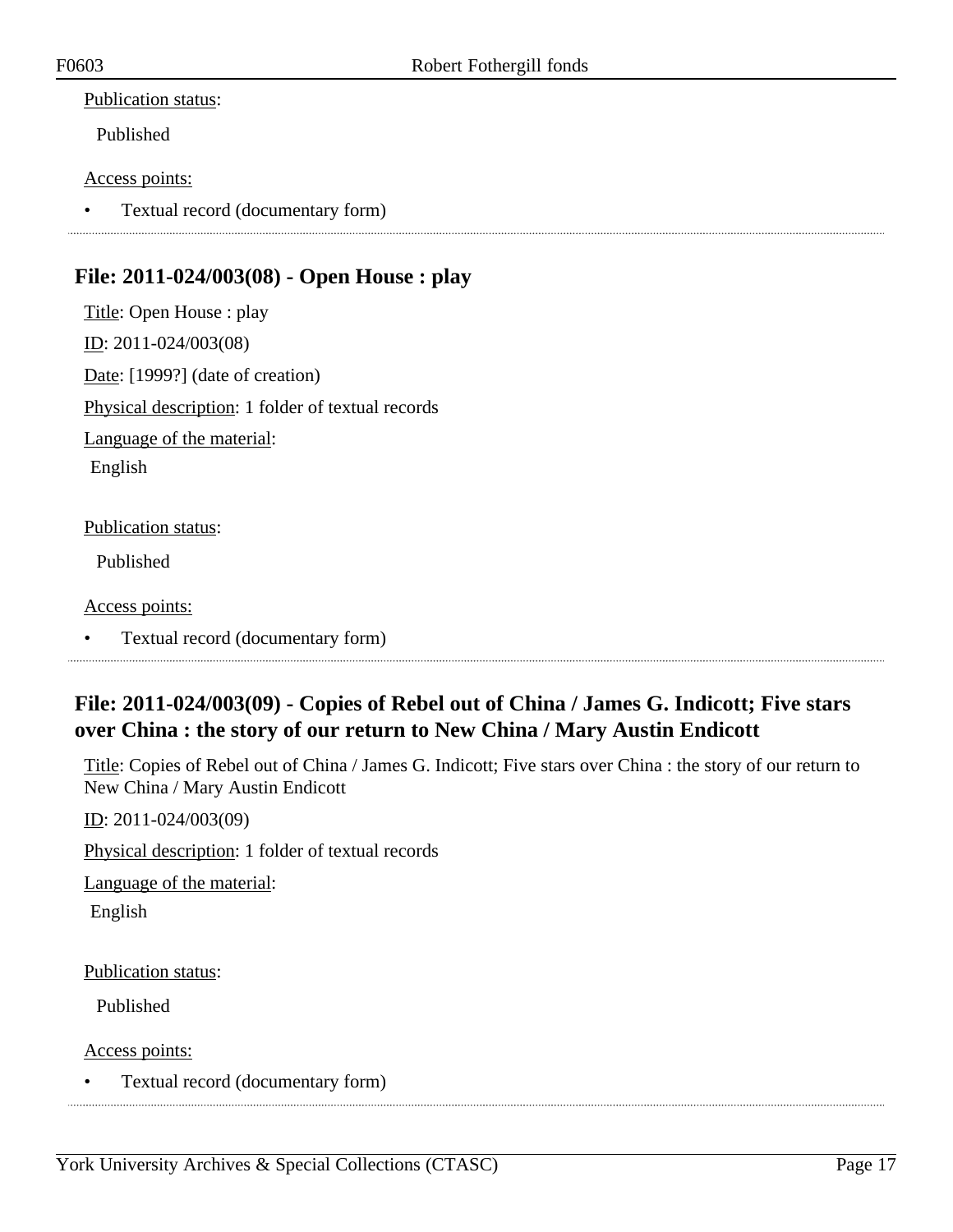Publication status:

Published

Access points:

- Textual record (documentary form)

## File: 2011-024/003(08) - Open House : play

Title: Open House : play

ID: 2011-024/003(08)

Date: [1999?] (date of creation)

Physical description: 1 folder of textual records

Language of the material:

English

Publication status:

Published

Access points:

- Textual record (documentary form)

## File: 2011-024/003(09) - Copies of Rebel out of China / James G. Indicott; Five stars over China : the story of our return to New China / Mary Austin Endicott

Title: Copies of Rebel out of China / James G. Indicott; Five stars over China : the story of our return to New China / Mary Austin Endicott

ID: 2011-024/003(09)

Physical description: 1 folder of textual records

Language of the material:

English

Publication status:

Published

Access points:

- Textual record (documentary form)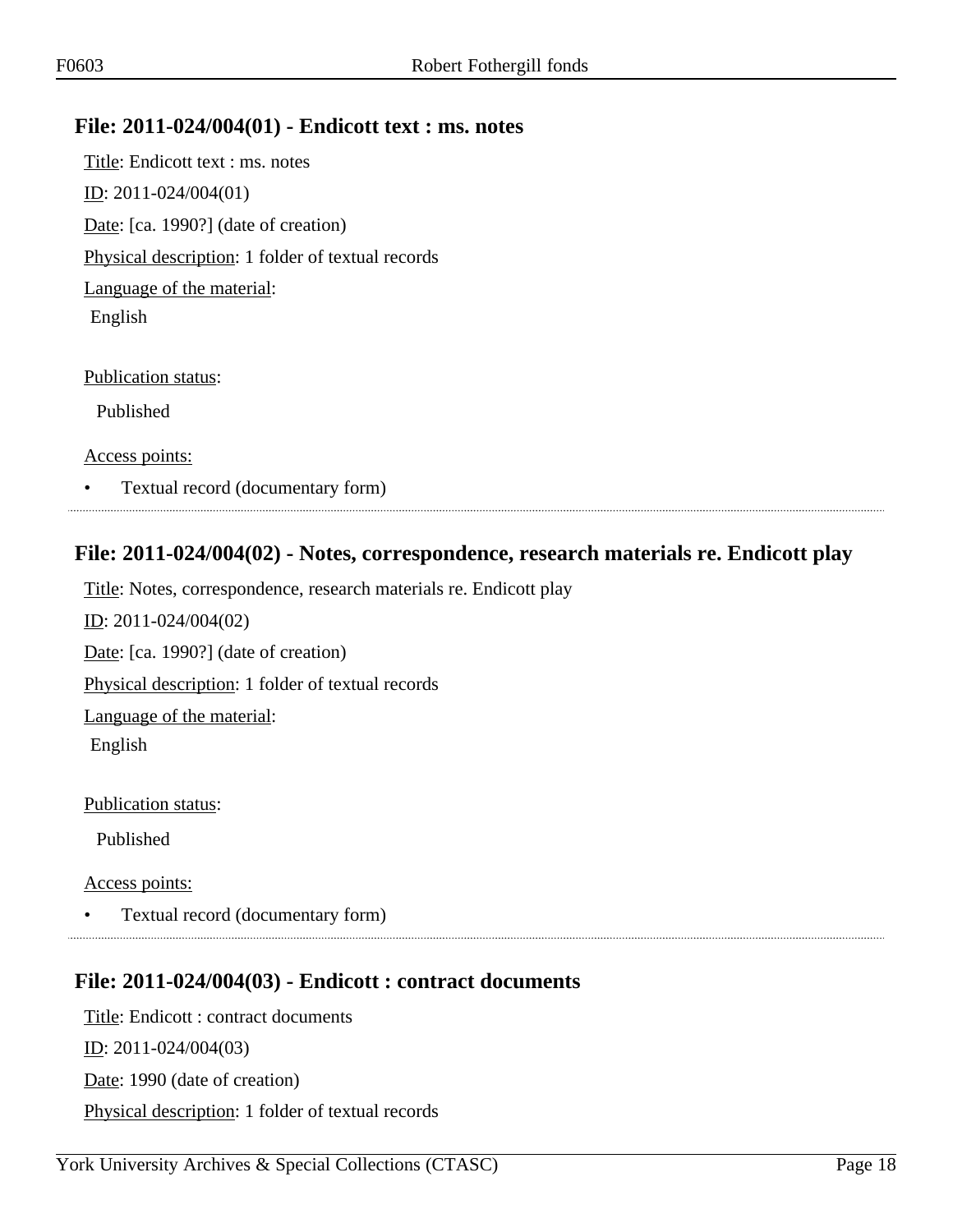## File: 2011-024/004(01) - Endicott text : ms. notes

Title: Endicott text : ms. notes

ID: 2011-024/004(01)

Date: [ca. 1990?] (date of creation)

Physical description: 1 folder of textual records

Language of the material:

English

Publication status:

Published

Access points:

- Textual record (documentary form)

## File: 2011-024/004(02) - Notes, correspondence, research materials re. Endicott play

Title: Notes, correspondence, research materials re. Endicott play

ID: 2011-024/004(02)

Date: [ca. 1990?] (date of creation)

Physical description: 1 folder of textual records

Language of the material:

English

Publication status:

Published

Access points:

- Textual record (documentary form)

## File: 2011-024/004(03) - Endicott : contract documents

Title: Endicott : contract documents

ID: 2011-024/004(03)

Date: 1990 (date of creation)

Physical description: 1 folder of textual records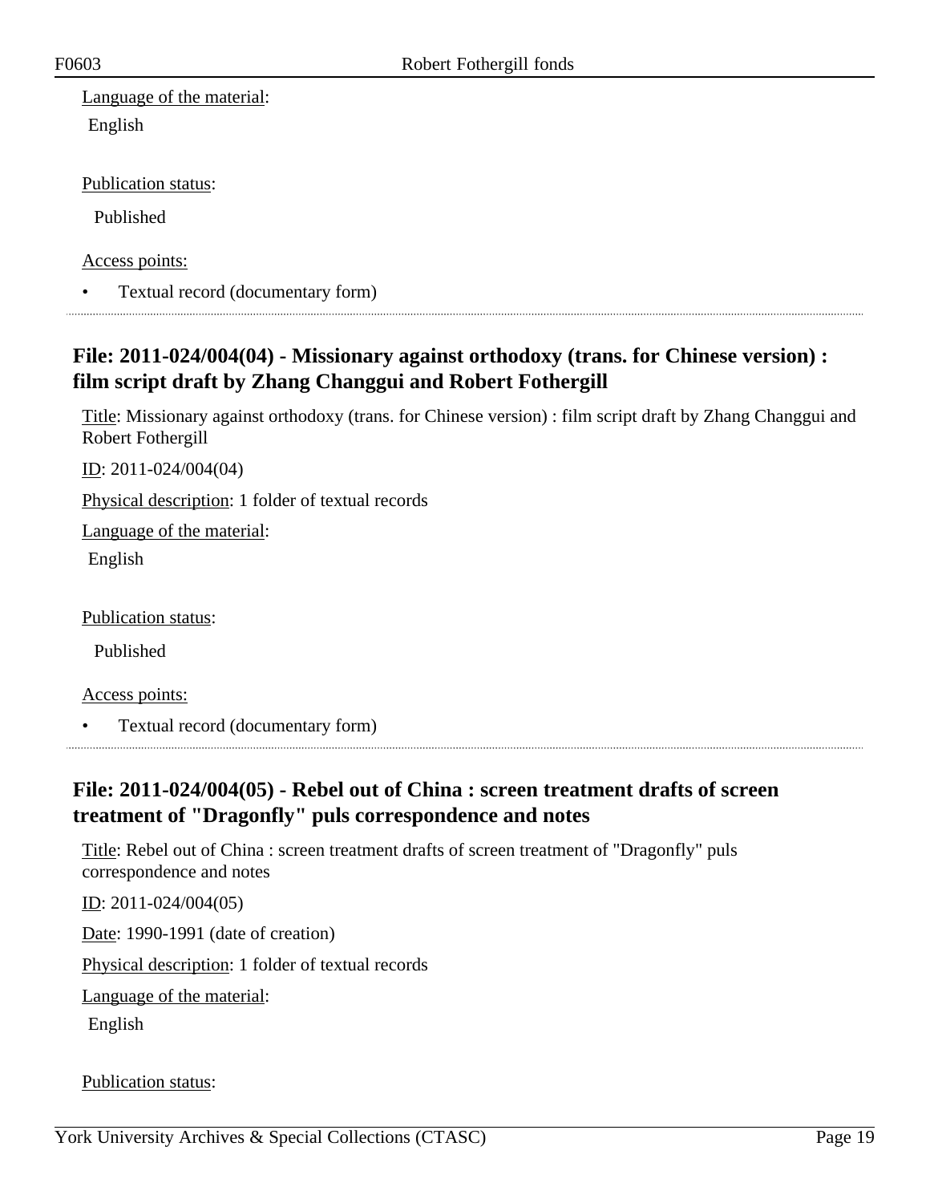Language of the material:

English

Publication status:

Published

Access points:

- Textual record (documentary form)

## File: 2011-024/004(04) - Missionary against orthodoxy (trans. for Chinese version) : film script draft by Zhang Changgui and Robert Fothergill

Title: Missionary against orthodoxy (trans. for Chinese version) : film script draft by Zhang Changgui and Robert Fothergill

ID: 2011-024/004(04)

Physical description: 1 folder of textual records

Language of the material:

English

Publication status:

Published

Access points:

- Textual record (documentary form)

## File: 2011-024/004(05) - Rebel out of China : screen treatment drafts of screen treatment of "Dragonfly" puls correspondence and notes

Title: Rebel out of China : screen treatment drafts of screen treatment of "Dragonfly" puls correspondence and notes

ID: 2011-024/004(05)

Date: 1990-1991 (date of creation)

Physical description: 1 folder of textual records

Language of the material:

English

Publication status: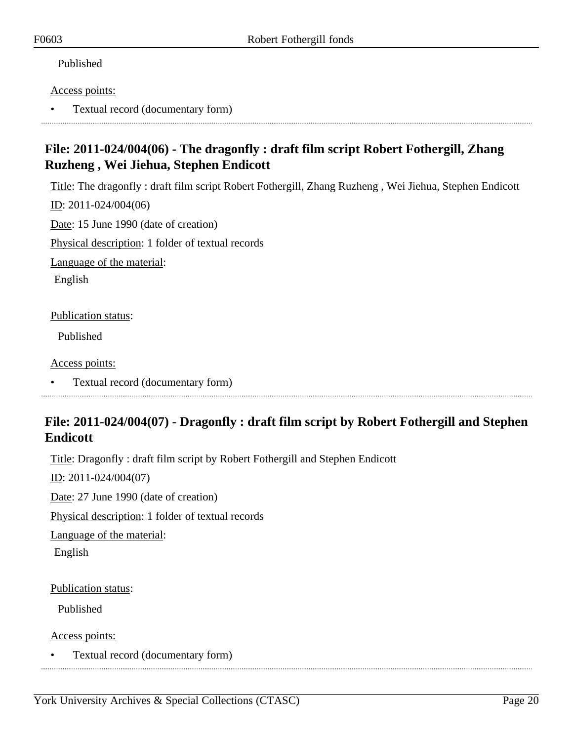Published

Access points:

- Textual record (documentary form)

---

## File: 2011-024/004(06) - The dragonfly : draft film script Robert Fothergill, Zhang Ruzheng , Wei Jiehua, Stephen Endicott

Title: The dragonfly : draft film script Robert Fothergill, Zhang Ruzheng , Wei Jiehua, Stephen Endicott

ID: 2011-024/004(06)

Date: 15 June 1990 (date of creation)

Physical description: 1 folder of textual records

Language of the material:

English

Publication status:

Published

Access points:

- Textual record (documentary form)

---

## File: 2011-024/004(07) - Dragonfly : draft film script by Robert Fothergill and Stephen Endicott

Title: Dragonfly : draft film script by Robert Fothergill and Stephen Endicott

ID: 2011-024/004(07)

Date: 27 June 1990 (date of creation)

Physical description: 1 folder of textual records

Language of the material:

English

Publication status:

Published

Access points:

- Textual record (documentary form)

---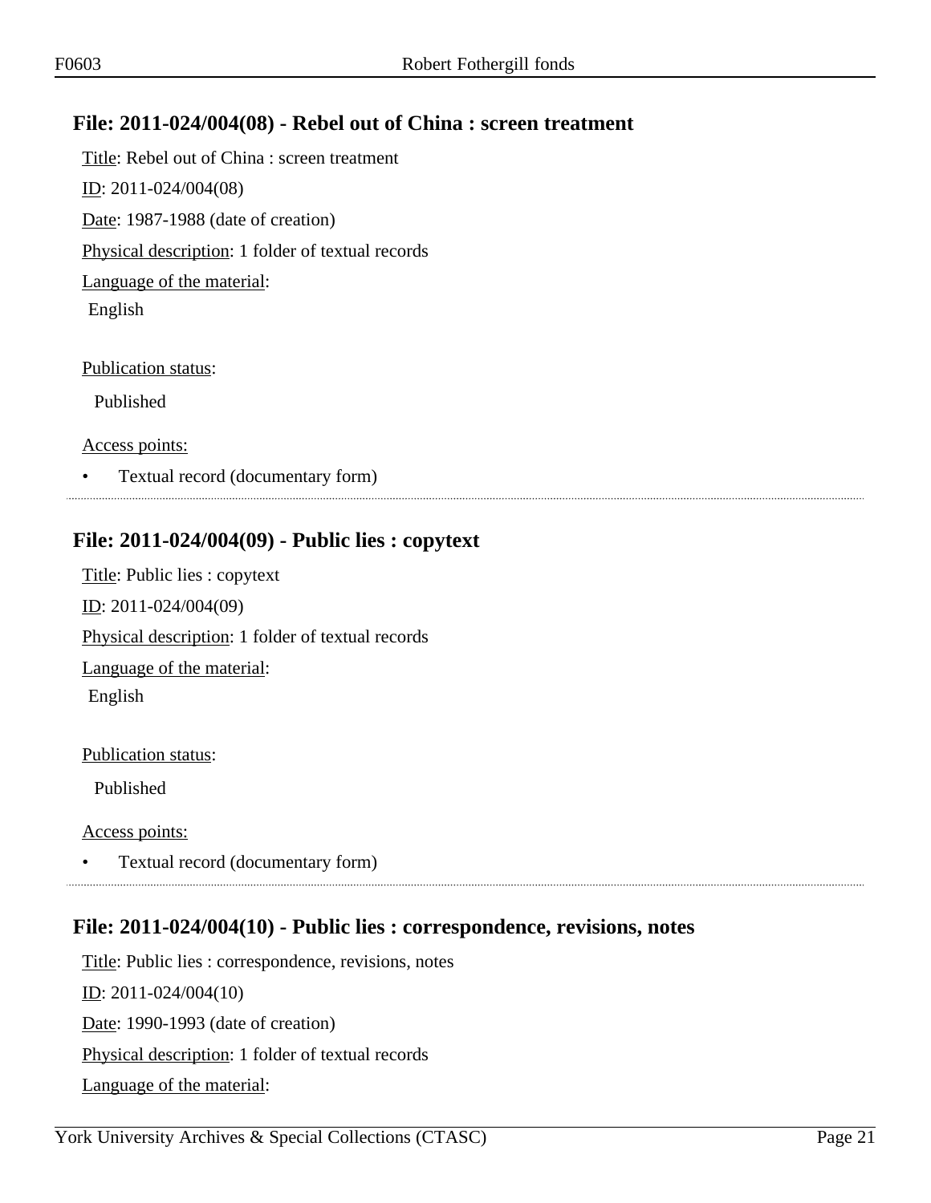## File: 2011-024/004(08) - Rebel out of China : screen treatment

Title: Rebel out of China : screen treatment

ID: 2011-024/004(08)

Date: 1987-1988 (date of creation)

Physical description: 1 folder of textual records

Language of the material:

English

Publication status:

Published

Access points:

- Textual record (documentary form)

---

## File: 2011-024/004(09) - Public lies : copytext

Title: Public lies : copytext

ID: 2011-024/004(09)

Physical description: 1 folder of textual records

Language of the material:

English

Publication status:

Published

Access points:

- Textual record (documentary form)

---

## File: 2011-024/004(10) - Public lies : correspondence, revisions, notes

Title: Public lies : correspondence, revisions, notes

ID: 2011-024/004(10)

Date: 1990-1993 (date of creation)

Physical description: 1 folder of textual records

Language of the material: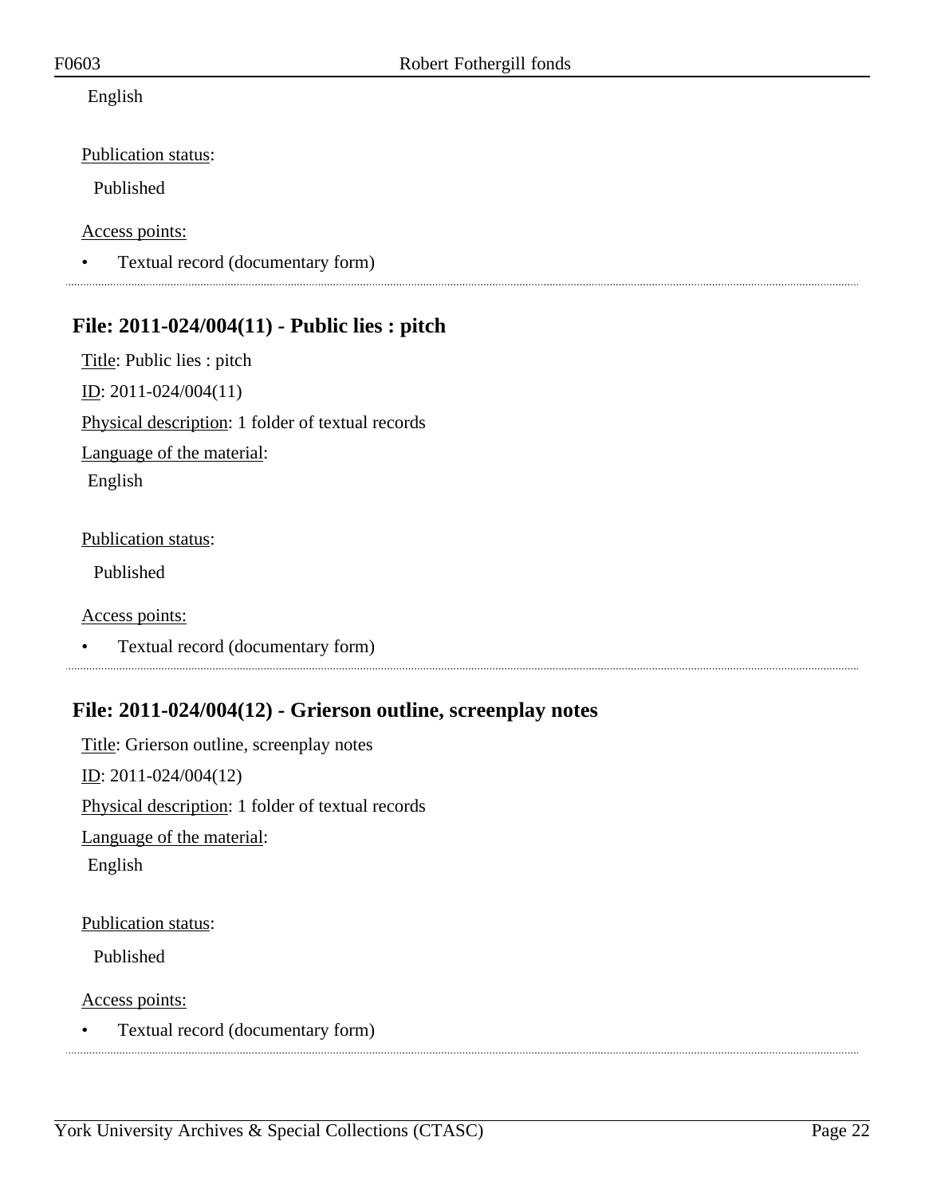English

Publication status:

Published

Access points:

- Textual record (documentary form)

---

## File: 2011-024/004(11) - Public lies : pitch

Title: Public lies : pitch

ID: 2011-024/004(11)

Physical description: 1 folder of textual records

Language of the material:

English

Publication status:

Published

Access points:

- Textual record (documentary form)

---

## File: 2011-024/004(12) - Grierson outline, screenplay notes

Title: Grierson outline, screenplay notes

ID: 2011-024/004(12)

Physical description: 1 folder of textual records

Language of the material:

English

Publication status:

Published

Access points:

- Textual record (documentary form)

---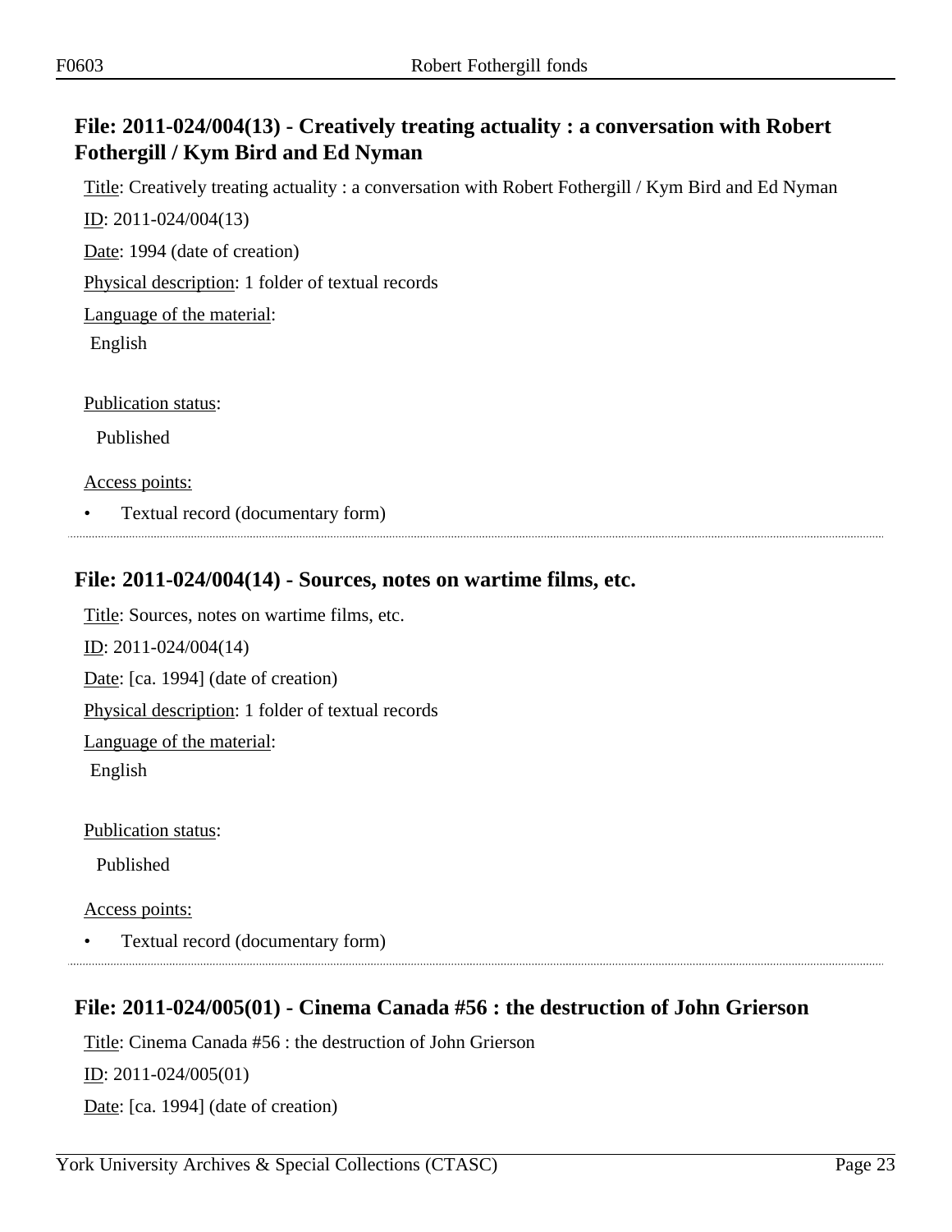## File: 2011-024/004(13) - Creatively treating actuality : a conversation with Robert Fothergill / Kym Bird and Ed Nyman

Title: Creatively treating actuality : a conversation with Robert Fothergill / Kym Bird and Ed Nyman

ID: 2011-024/004(13)

Date: 1994 (date of creation)

Physical description: 1 folder of textual records

Language of the material:

English

Publication status:

Published

Access points:

- Textual record (documentary form)

## File: 2011-024/004(14) - Sources, notes on wartime films, etc.

Title: Sources, notes on wartime films, etc.

ID: 2011-024/004(14)

Date: [ca. 1994] (date of creation)

Physical description: 1 folder of textual records

Language of the material:

English

Publication status:

Published

Access points:

- Textual record (documentary form)

## File: 2011-024/005(01) - Cinema Canada #56 : the destruction of John Grierson

Title: Cinema Canada #56 : the destruction of John Grierson

ID: 2011-024/005(01)

Date: [ca. 1994] (date of creation)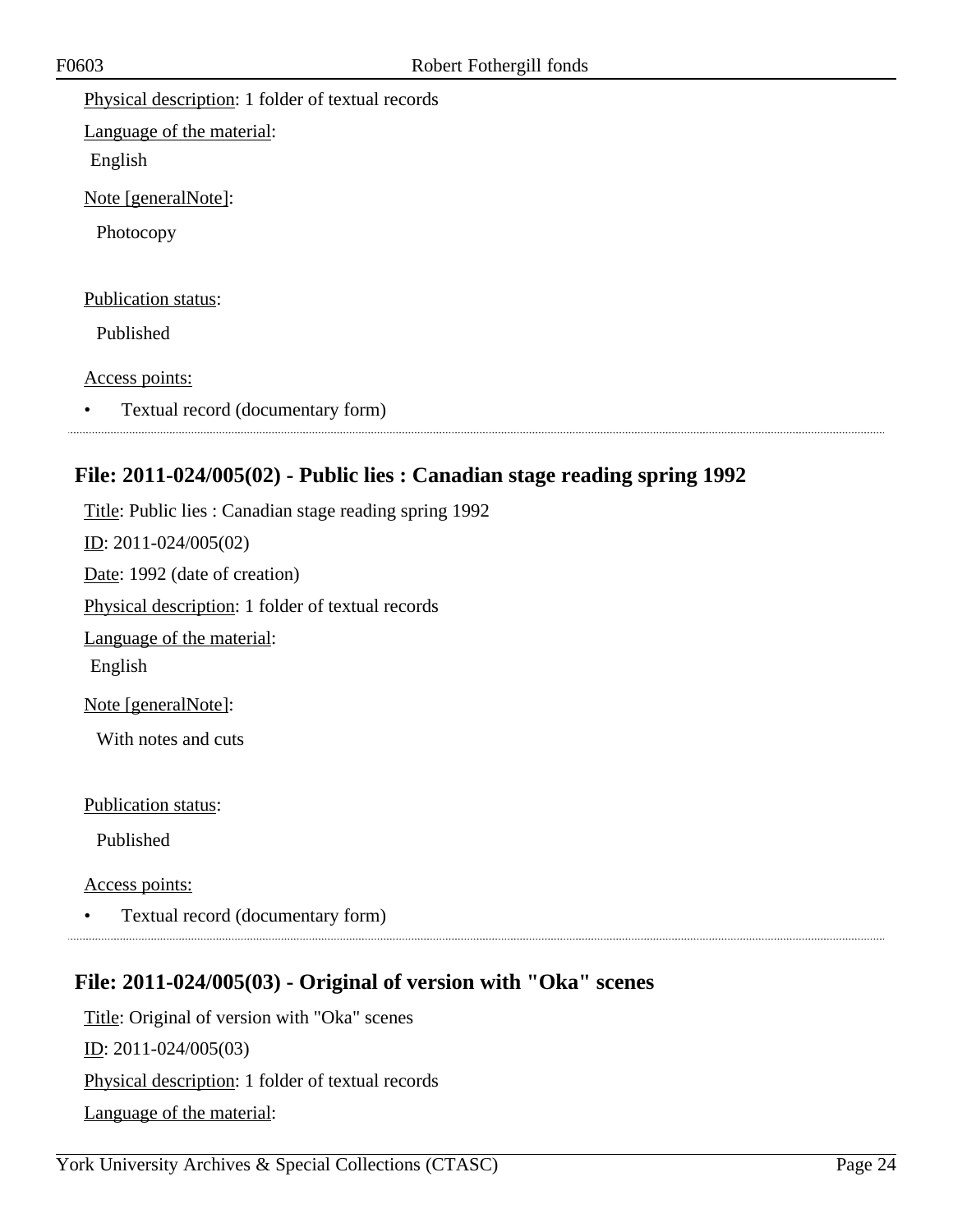Physical description: 1 folder of textual records

Language of the material:

English

Note [generalNote]:

Photocopy

Publication status:

Published

Access points:

- Textual record (documentary form)

## File: 2011-024/005(02) - Public lies : Canadian stage reading spring 1992

Title: Public lies : Canadian stage reading spring 1992

ID: 2011-024/005(02)

Date: 1992 (date of creation)

Physical description: 1 folder of textual records

Language of the material:

English

Note [generalNote]:

With notes and cuts

Publication status:

Published

Access points:

- Textual record (documentary form)

## File: 2011-024/005(03) - Original of version with "Oka" scenes

Title: Original of version with "Oka" scenes

ID: 2011-024/005(03)

Physical description: 1 folder of textual records

Language of the material: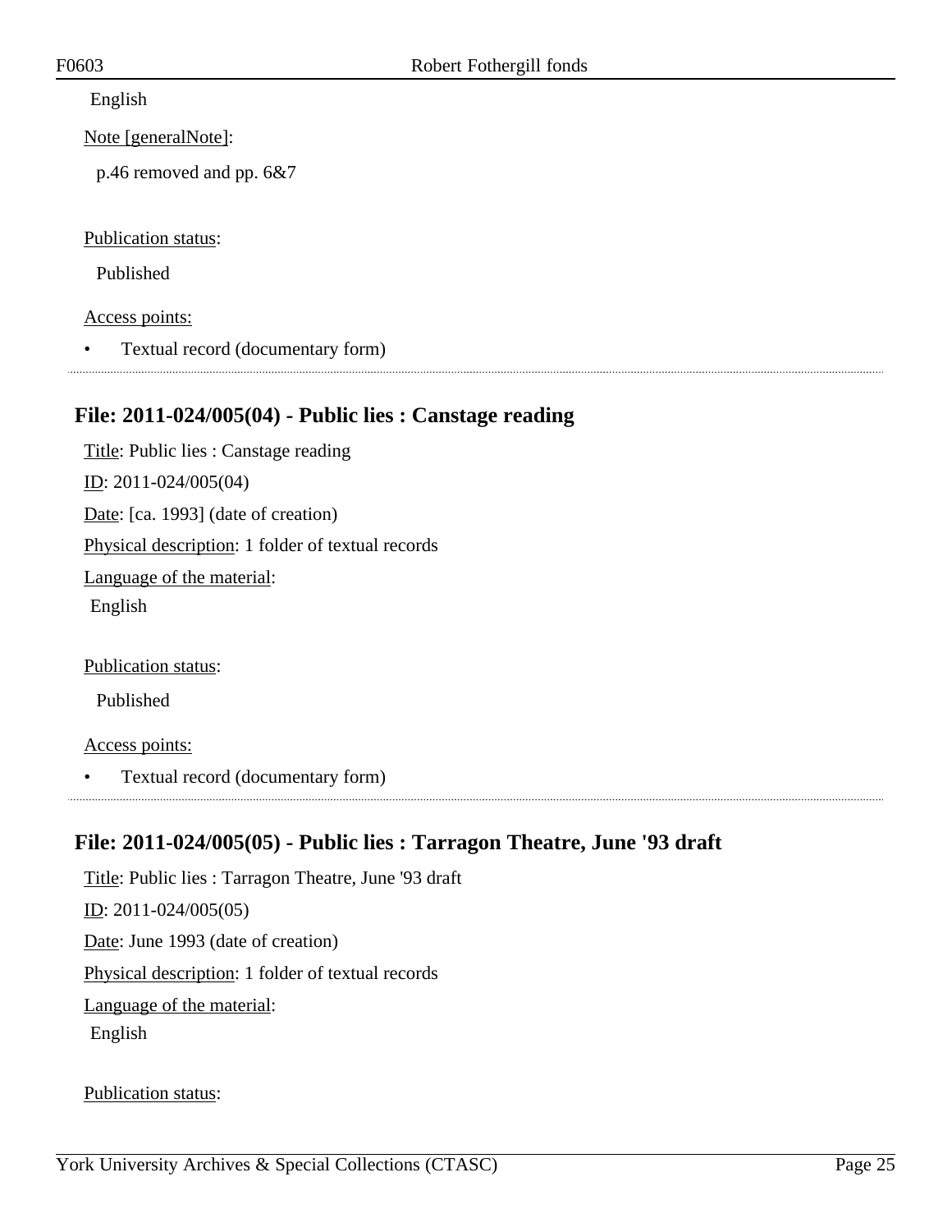English

Note [generalNote]:

p.46 removed and pp. 6&7

Publication status:

Published

Access points:

- Textual record (documentary form)

---

## File: 2011-024/005(04) - Public lies : Canstage reading

Title: Public lies : Canstage reading

ID: 2011-024/005(04)

Date: [ca. 1993] (date of creation)

Physical description: 1 folder of textual records

Language of the material:

English

Publication status:

Published

Access points:

- Textual record (documentary form)

---

## File: 2011-024/005(05) - Public lies : Tarragon Theatre, June '93 draft

Title: Public lies : Tarragon Theatre, June '93 draft

ID: 2011-024/005(05)

Date: June 1993 (date of creation)

Physical description: 1 folder of textual records

Language of the material:

English

Publication status: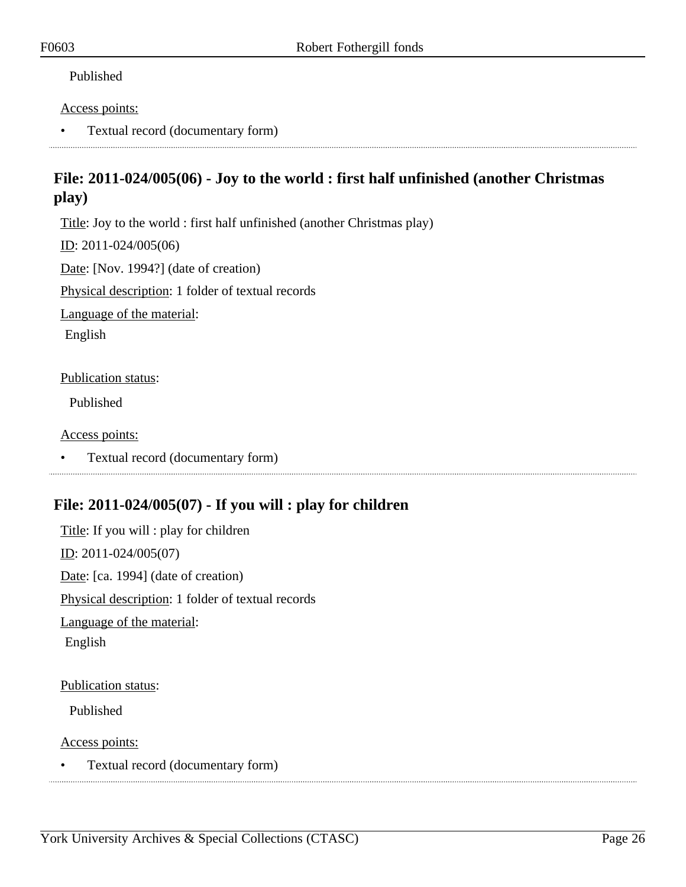Published

Access points:

- Textual record (documentary form)

## File: 2011-024/005(06) - Joy to the world : first half unfinished (another Christmas play)

Title: Joy to the world : first half unfinished (another Christmas play)

ID: 2011-024/005(06)

Date: [Nov. 1994?] (date of creation)

Physical description: 1 folder of textual records

Language of the material:

English

Publication status:

Published

Access points:

- Textual record (documentary form)

## File: 2011-024/005(07) - If you will : play for children

Title: If you will : play for children

ID: 2011-024/005(07)

Date: [ca. 1994] (date of creation)

Physical description: 1 folder of textual records

Language of the material:

English

Publication status:

Published

Access points:

- Textual record (documentary form)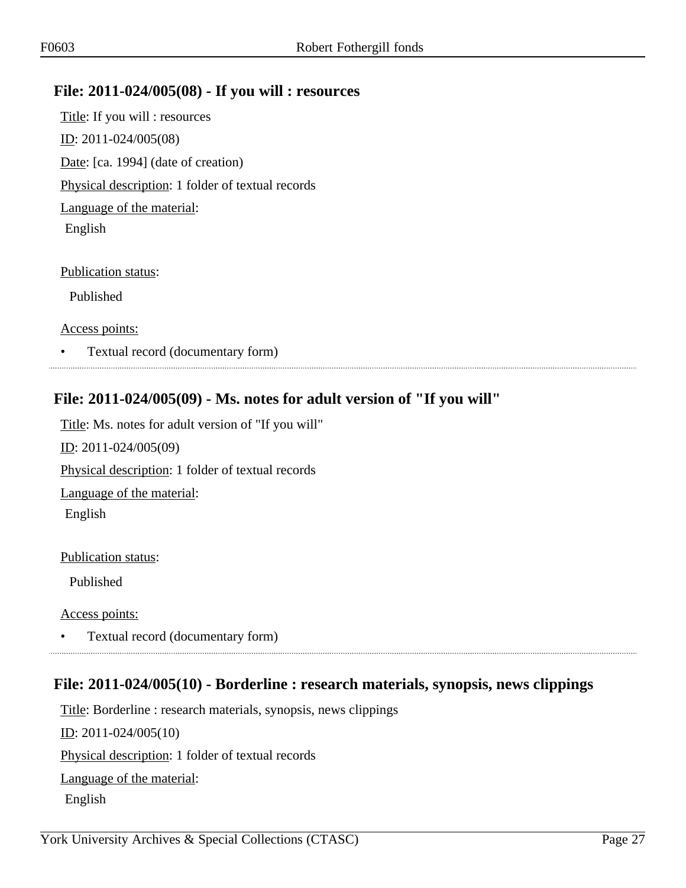## File: 2011-024/005(08) - If you will : resources

Title: If you will : resources

ID: 2011-024/005(08)

Date: [ca. 1994] (date of creation)

Physical description: 1 folder of textual records

Language of the material:

English

Publication status:

Published

Access points:

- Textual record (documentary form)

## File: 2011-024/005(09) - Ms. notes for adult version of "If you will"

Title: Ms. notes for adult version of "If you will"

ID: 2011-024/005(09)

Physical description: 1 folder of textual records

Language of the material:

English

Publication status:

Published

Access points:

- Textual record (documentary form)

## File: 2011-024/005(10) - Borderline : research materials, synopsis, news clippings

Title: Borderline : research materials, synopsis, news clippings

ID: 2011-024/005(10)

Physical description: 1 folder of textual records

Language of the material:

English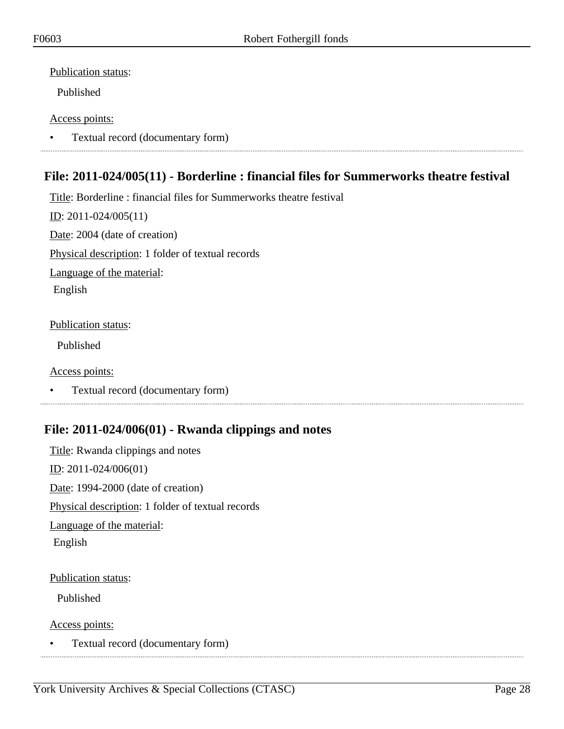Publication status:

Published

Access points:

- Textual record (documentary form)

---

## File: 2011-024/005(11) - Borderline : financial files for Summerworks theatre festival

Title: Borderline : financial files for Summerworks theatre festival

ID: 2011-024/005(11)

Date: 2004 (date of creation)

Physical description: 1 folder of textual records

Language of the material:

English

Publication status:

Published

Access points:

- Textual record (documentary form)

---

## File: 2011-024/006(01) - Rwanda clippings and notes

Title: Rwanda clippings and notes

ID: 2011-024/006(01)

Date: 1994-2000 (date of creation)

Physical description: 1 folder of textual records

Language of the material:

English

Publication status:

Published

Access points:

- Textual record (documentary form)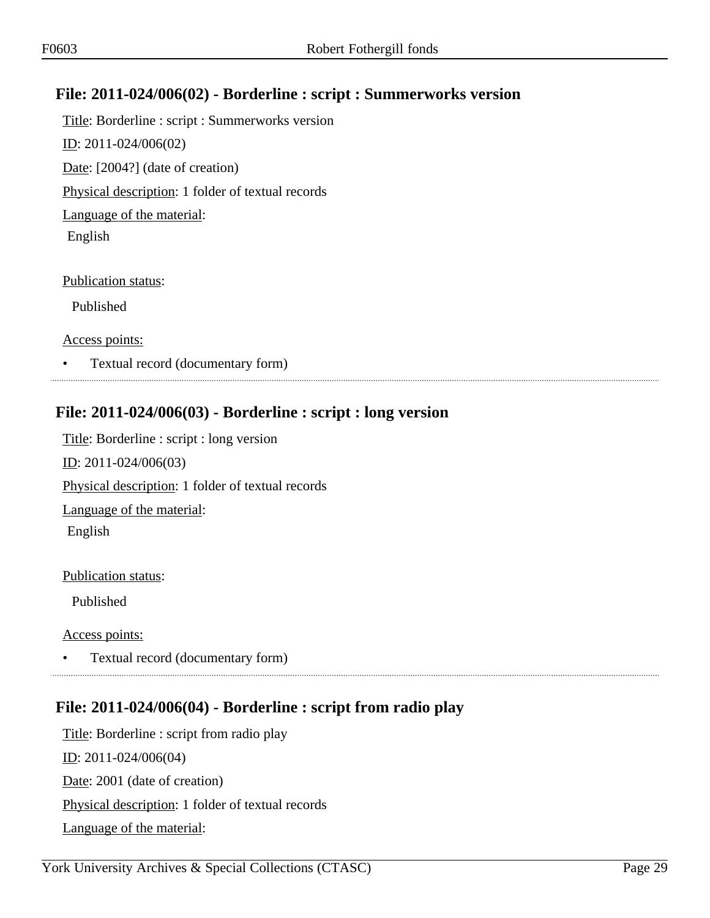## File: 2011-024/006(02) - Borderline : script : Summerworks version

Title: Borderline : script : Summerworks version

ID: 2011-024/006(02)

Date: [2004?] (date of creation)

Physical description: 1 folder of textual records

Language of the material:

English

Publication status:

Published

Access points:

- Textual record (documentary form)

## File: 2011-024/006(03) - Borderline : script : long version

Title: Borderline : script : long version

ID: 2011-024/006(03)

Physical description: 1 folder of textual records

Language of the material:

English

Publication status:

Published

Access points:

- Textual record (documentary form)

## File: 2011-024/006(04) - Borderline : script from radio play

Title: Borderline : script from radio play

ID: 2011-024/006(04)

Date: 2001 (date of creation)

Physical description: 1 folder of textual records

Language of the material: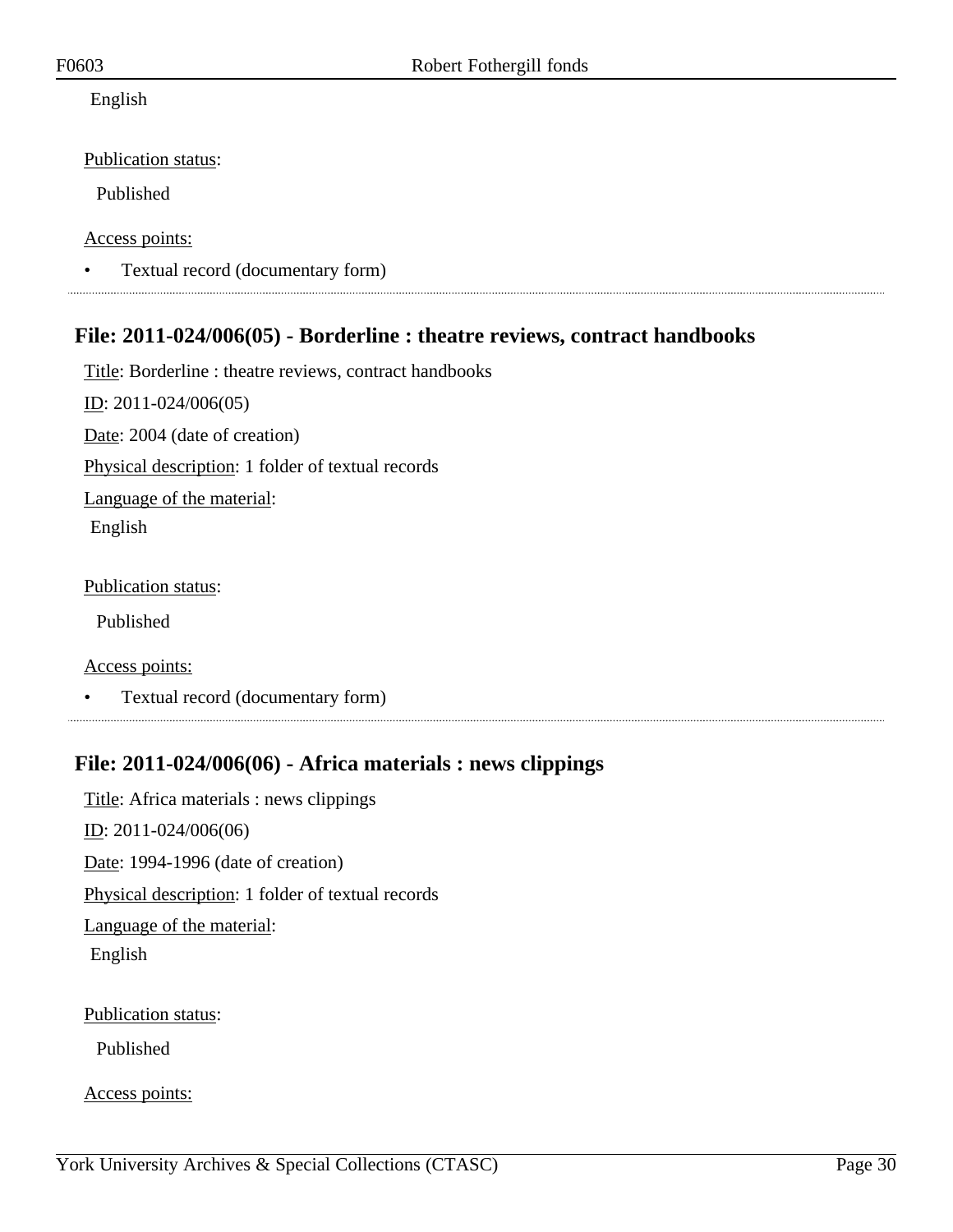English

Publication status:

Published

Access points:

- Textual record (documentary form)

---

## File: 2011-024/006(05) - Borderline : theatre reviews, contract handbooks

Title: Borderline : theatre reviews, contract handbooks

ID: 2011-024/006(05)

Date: 2004 (date of creation)

Physical description: 1 folder of textual records

Language of the material:

English

Publication status:

Published

Access points:

- Textual record (documentary form)

---

## File: 2011-024/006(06) - Africa materials : news clippings

Title: Africa materials : news clippings

ID: 2011-024/006(06)

Date: 1994-1996 (date of creation)

Physical description: 1 folder of textual records

Language of the material:

English

Publication status:

Published

Access points: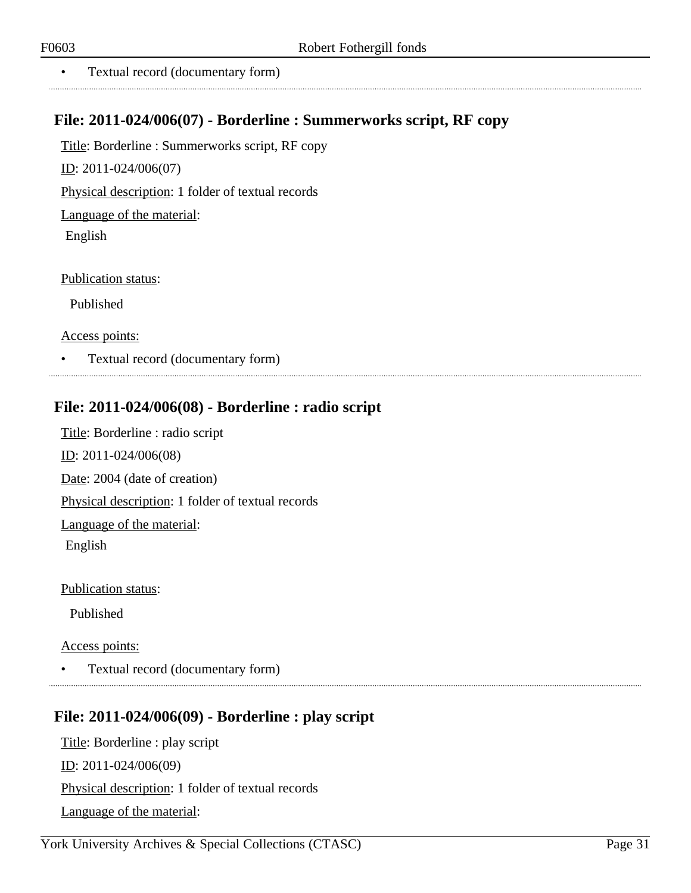- Textual record (documentary form)

## File: 2011-024/006(07) - Borderline : Summerworks script, RF copy

Title: Borderline : Summerworks script, RF copy

ID: 2011-024/006(07)

Physical description: 1 folder of textual records

Language of the material:

English

Publication status:

Published

Access points:

- Textual record (documentary form)

## File: 2011-024/006(08) - Borderline : radio script

Title: Borderline : radio script

ID: 2011-024/006(08)

Date: 2004 (date of creation)

Physical description: 1 folder of textual records

Language of the material:

English

Publication status:

Published

Access points:

- Textual record (documentary form)

## File: 2011-024/006(09) - Borderline : play script

Title: Borderline : play script

ID: 2011-024/006(09)

Physical description: 1 folder of textual records

Language of the material: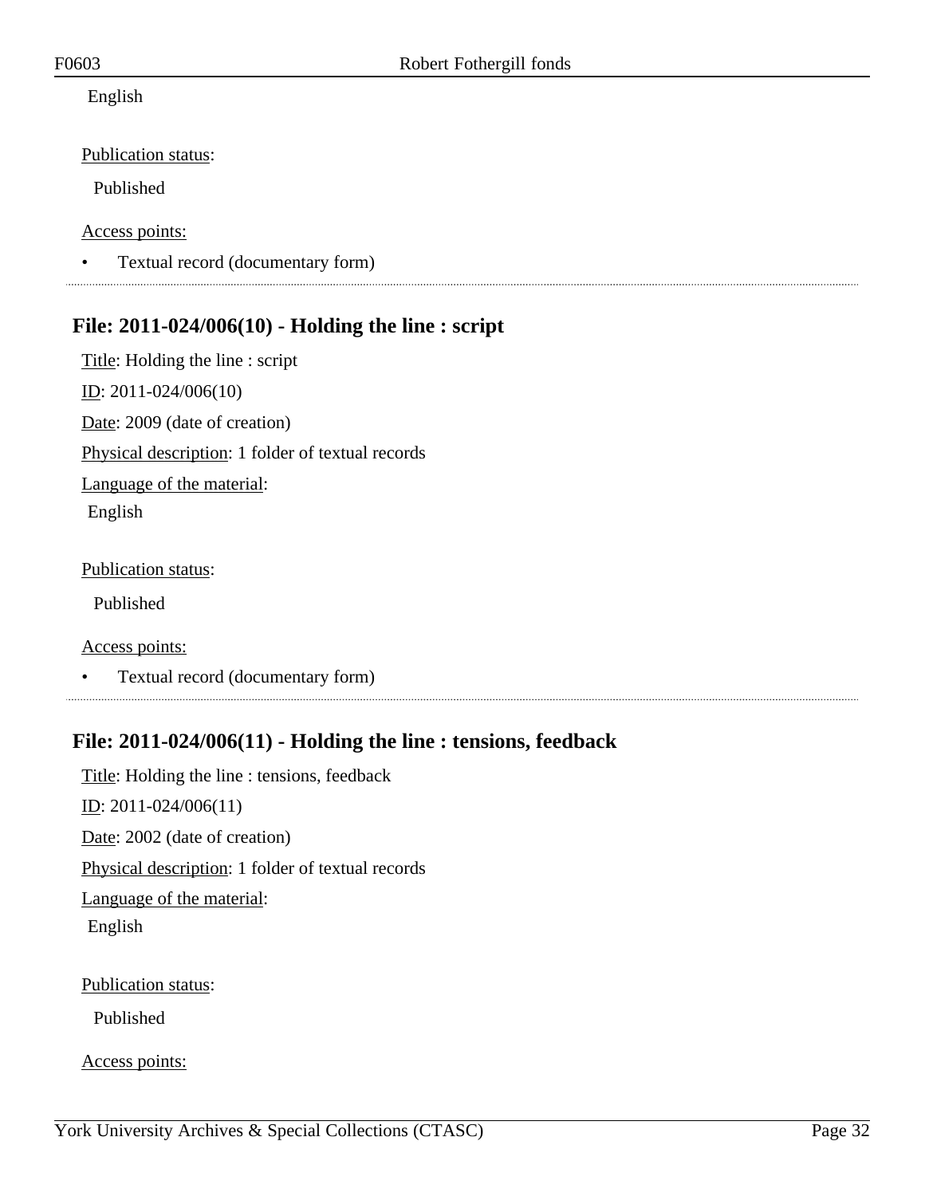English

Publication status:

Published

Access points:

- Textual record (documentary form)

---

## File: 2011-024/006(10) - Holding the line : script

Title: Holding the line : script

ID: 2011-024/006(10)

Date: 2009 (date of creation)

Physical description: 1 folder of textual records

Language of the material:

English

Publication status:

Published

Access points:

- Textual record (documentary form)

---

## File: 2011-024/006(11) - Holding the line : tensions, feedback

Title: Holding the line : tensions, feedback

ID: 2011-024/006(11)

Date: 2002 (date of creation)

Physical description: 1 folder of textual records

Language of the material:

English

Publication status:

Published

Access points: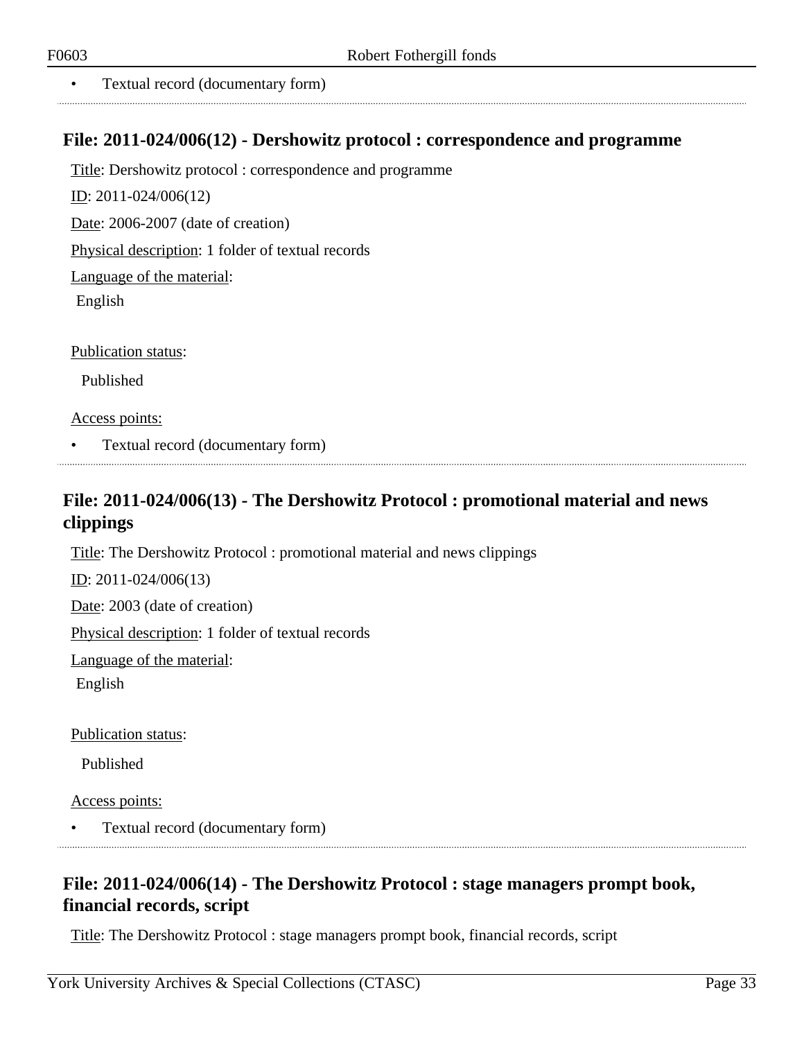- Textual record (documentary form)

## File: 2011-024/006(12) - Dershowitz protocol : correspondence and programme

Title: Dershowitz protocol : correspondence and programme

ID: 2011-024/006(12)

Date: 2006-2007 (date of creation)

Physical description: 1 folder of textual records

Language of the material:

English

Publication status:

Published

Access points:

- Textual record (documentary form)

## File: 2011-024/006(13) - The Dershowitz Protocol : promotional material and news clippings

Title: The Dershowitz Protocol : promotional material and news clippings

ID: 2011-024/006(13)

Date: 2003 (date of creation)

Physical description: 1 folder of textual records

Language of the material:

English

Publication status:

Published

Access points:

- Textual record (documentary form)

## File: 2011-024/006(14) - The Dershowitz Protocol : stage managers prompt book, financial records, script

Title: The Dershowitz Protocol : stage managers prompt book, financial records, script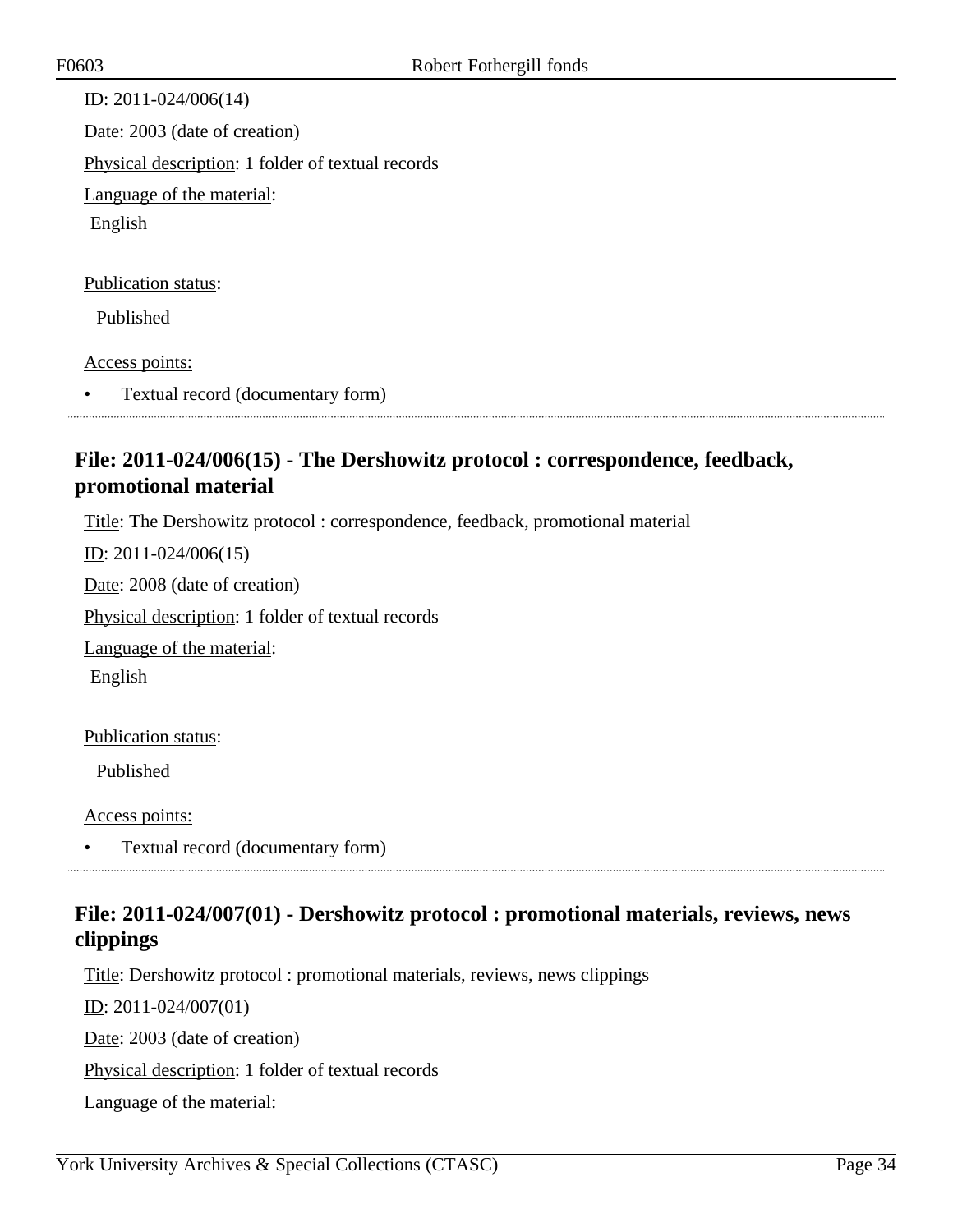ID: 2011-024/006(14)

Date: 2003 (date of creation)

Physical description: 1 folder of textual records

Language of the material:

English

Publication status:

Published

Access points:

- Textual record (documentary form)

## File: 2011-024/006(15) - The Dershowitz protocol : correspondence, feedback, promotional material

Title: The Dershowitz protocol : correspondence, feedback, promotional material

ID: 2011-024/006(15)

Date: 2008 (date of creation)

Physical description: 1 folder of textual records

Language of the material:

English

Publication status:

Published

Access points:

- Textual record (documentary form)

## File: 2011-024/007(01) - Dershowitz protocol : promotional materials, reviews, news clippings

Title: Dershowitz protocol : promotional materials, reviews, news clippings

ID: 2011-024/007(01)

Date: 2003 (date of creation)

Physical description: 1 folder of textual records

Language of the material: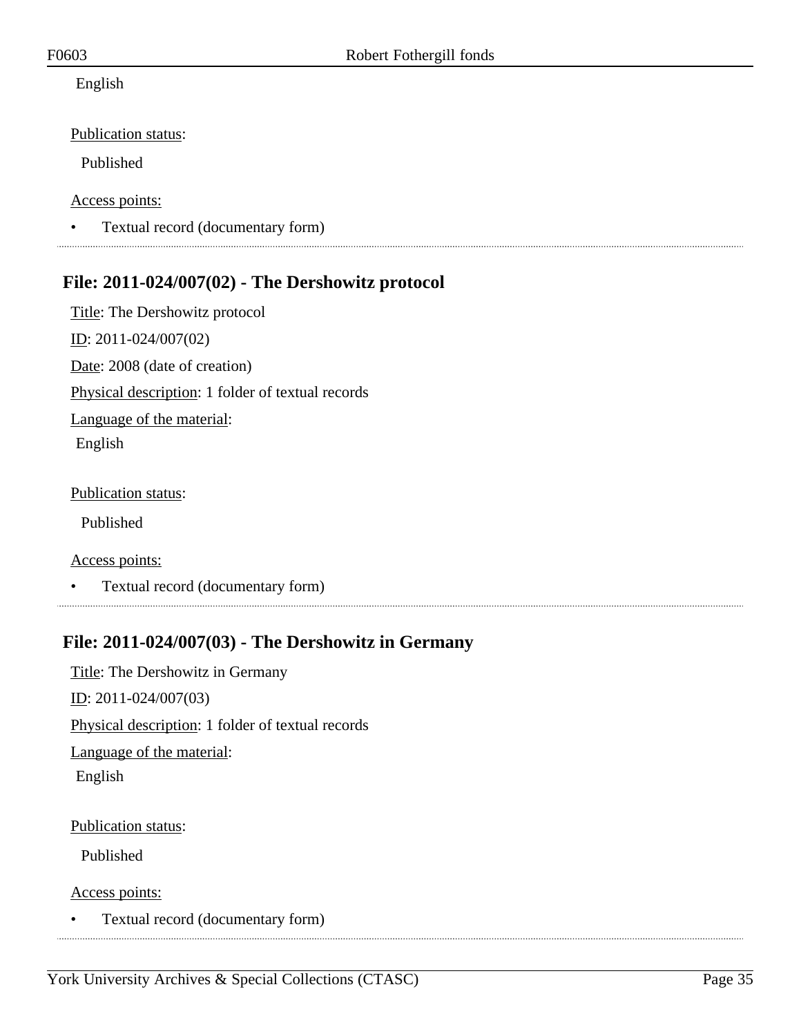English

Publication status:

Published

Access points:

- Textual record (documentary form)

---

## File: 2011-024/007(02) - The Dershowitz protocol

Title: The Dershowitz protocol

ID: 2011-024/007(02)

Date: 2008 (date of creation)

Physical description: 1 folder of textual records

Language of the material:

English

Publication status:

Published

Access points:

- Textual record (documentary form)

---

## File: 2011-024/007(03) - The Dershowitz in Germany

Title: The Dershowitz in Germany

ID: 2011-024/007(03)

Physical description: 1 folder of textual records

Language of the material:

English

Publication status:

Published

Access points:

- Textual record (documentary form)

---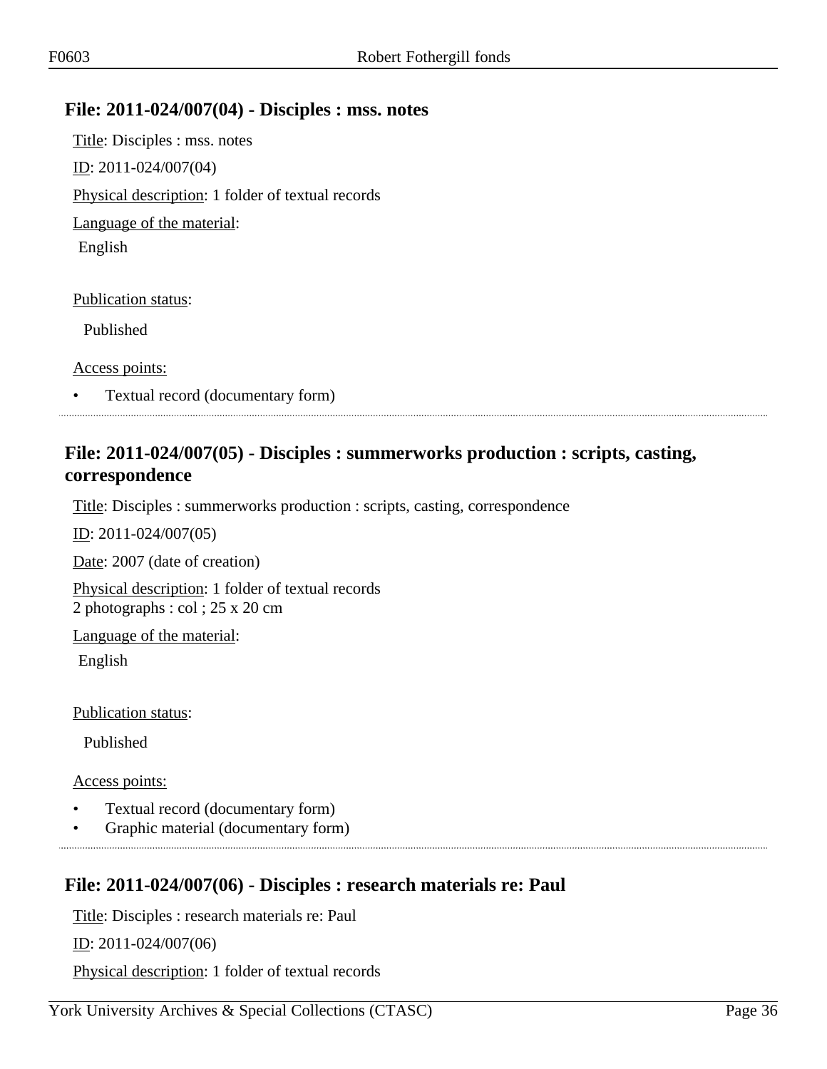## File: 2011-024/007(04) - Disciples : mss. notes

Title: Disciples : mss. notes

ID: 2011-024/007(04)

Physical description: 1 folder of textual records

Language of the material:

English

Publication status:

Published

Access points:

- Textual record (documentary form)

## File: 2011-024/007(05) - Disciples : summerworks production : scripts, casting, correspondence

Title: Disciples : summerworks production : scripts, casting, correspondence

ID: 2011-024/007(05)

Date: 2007 (date of creation)

Physical description: 1 folder of textual records
2 photographs : col ; 25 x 20 cm

Language of the material:

English

Publication status:

Published

Access points:

- Textual record (documentary form)
- Graphic material (documentary form)

## File: 2011-024/007(06) - Disciples : research materials re: Paul

Title: Disciples : research materials re: Paul

ID: 2011-024/007(06)

Physical description: 1 folder of textual records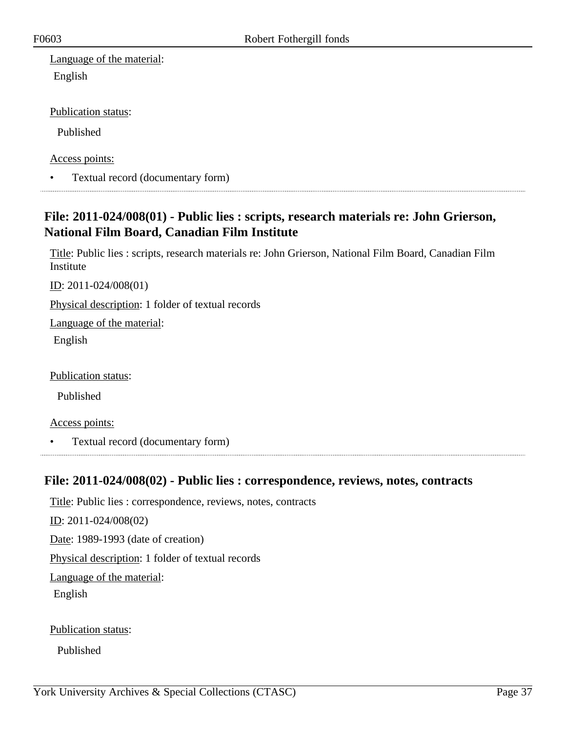Language of the material:

English

Publication status:

Published

Access points:

- Textual record (documentary form)

## File: 2011-024/008(01) - Public lies : scripts, research materials re: John Grierson, National Film Board, Canadian Film Institute

Title: Public lies : scripts, research materials re: John Grierson, National Film Board, Canadian Film Institute

ID: 2011-024/008(01)

Physical description: 1 folder of textual records

Language of the material:

English

Publication status:

Published

Access points:

- Textual record (documentary form)

## File: 2011-024/008(02) - Public lies : correspondence, reviews, notes, contracts

Title: Public lies : correspondence, reviews, notes, contracts

ID: 2011-024/008(02)

Date: 1989-1993 (date of creation)

Physical description: 1 folder of textual records

Language of the material:

English

Publication status:

Published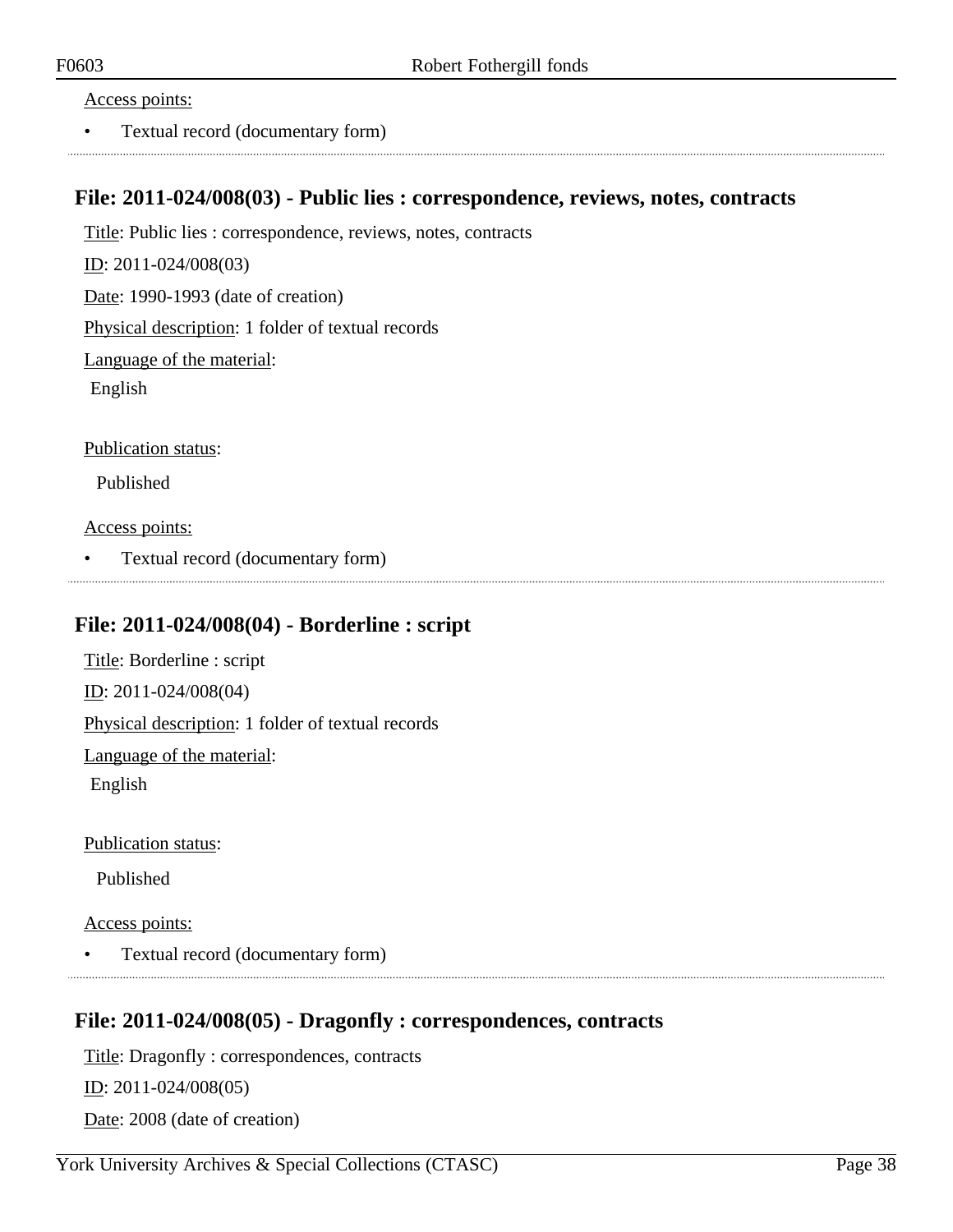Access points:

- Textual record (documentary form)

---

### File: 2011-024/008(03) - Public lies : correspondence, reviews, notes, contracts

Title: Public lies : correspondence, reviews, notes, contracts

ID: 2011-024/008(03)

Date: 1990-1993 (date of creation)

Physical description: 1 folder of textual records

Language of the material:

English

Publication status:

Published

Access points:

- Textual record (documentary form)

---

### File: 2011-024/008(04) - Borderline : script

Title: Borderline : script

ID: 2011-024/008(04)

Physical description: 1 folder of textual records

Language of the material:

English

Publication status:

Published

Access points:

- Textual record (documentary form)

---

### File: 2011-024/008(05) - Dragonfly : correspondences, contracts

Title: Dragonfly : correspondences, contracts

ID: 2011-024/008(05)

Date: 2008 (date of creation)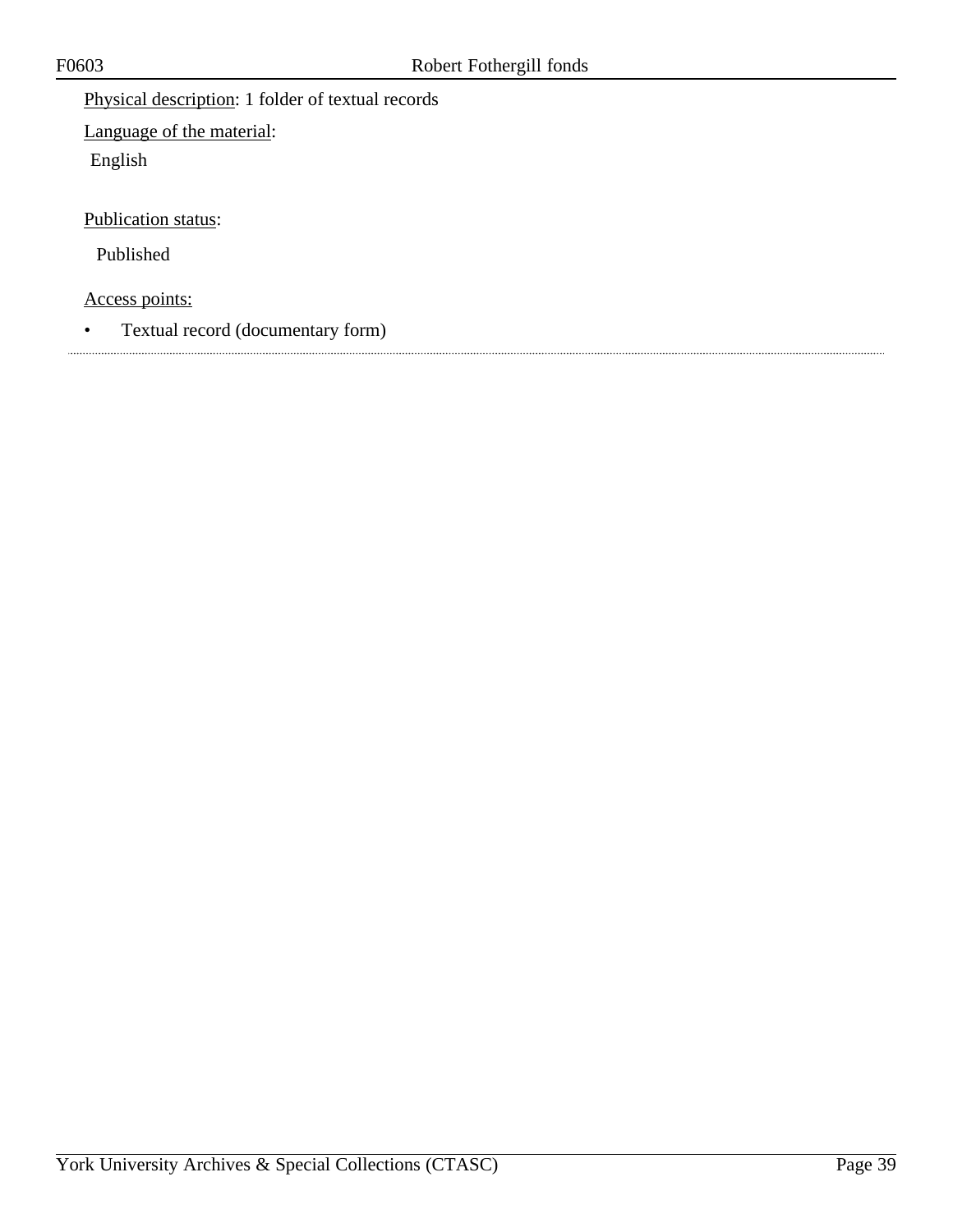Physical description: 1 folder of textual records

Language of the material:

English

Publication status:

Published

Access points:

- Textual record (documentary form)